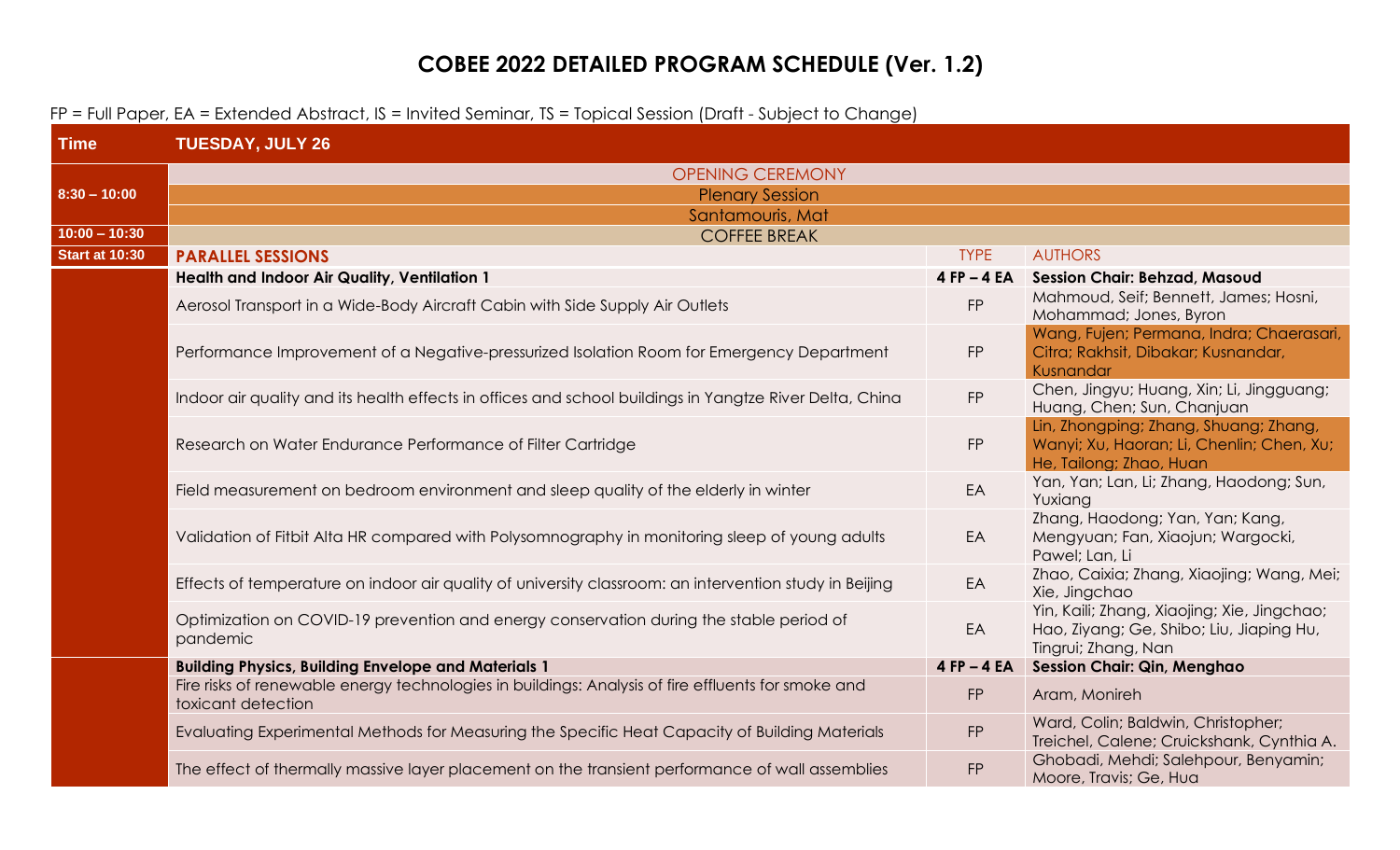# COBEE 2022 DETAILED PROGRAM SCHEDULE (Ver. 1.2)

FP = Full Paper, EA = Extended Abstract, IS = Invited Seminar, TS = Topical Session (Draft - Subject to Change)

| Time | TUESDAY, JULY 26 | | |
|---|---|---|---|
| 8:30 – 10:00 | OPENING CEREMONY | | |
| | Plenary Session | | |
| | Santamouris, Mat | | |
| 10:00 – 10:30 | COFFEE BREAK | | |
| Start at 10:30 | **PARALLEL SESSIONS** | TYPE | AUTHORS |
| | **Health and Indoor Air Quality, Ventilation 1** | **4 FP – 4 EA** | **Session Chair: Behzad, Masoud** |
| | Aerosol Transport in a Wide-Body Aircraft Cabin with Side Supply Air Outlets | FP | Mahmoud, Seif; Bennett, James; Hosni, Mohammad; Jones, Byron |
| | Performance Improvement of a Negative-pressurized Isolation Room for Emergency Department | FP | Wang, Fujen; Permana, Indra; Chaerasari, Citra; Rakhsit, Dibakar; Kusnandar, Kusnandar |
| | Indoor air quality and its health effects in offices and school buildings in Yangtze River Delta, China | FP | Chen, Jingyu; Huang, Xin; Li, Jingguang; Huang, Chen; Sun, Chanjuan |
| | Research on Water Endurance Performance of Filter Cartridge | FP | Lin, Zhongping; Zhang, Shuang; Zhang, Wanyi; Xu, Haoran; Li, Chenlin; Chen, Xu; He, Tailong; Zhao, Huan |
| | Field measurement on bedroom environment and sleep quality of the elderly in winter | EA | Yan, Yan; Lan, Li; Zhang, Haodong; Sun, Yuxiang |
| | Validation of Fitbit Alta HR compared with Polysomnography in monitoring sleep of young adults | EA | Zhang, Haodong; Yan, Yan; Kang, Mengyuan; Fan, Xiaojun; Wargocki, Pawel; Lan, Li |
| | Effects of temperature on indoor air quality of university classroom: an intervention study in Beijing | EA | Zhao, Caixia; Zhang, Xiaojing; Wang, Mei; Xie, Jingchao |
| | Optimization on COVID-19 prevention and energy conservation during the stable period of pandemic | EA | Yin, Kaili; Zhang, Xiaojing; Xie, Jingchao; Hao, Ziyang; Ge, Shibo; Liu, Jiaping Hu, Tingrui; Zhang, Nan |
| | **Building Physics, Building Envelope and Materials 1** | **4 FP – 4 EA** | **Session Chair: Qin, Menghao** |
| | Fire risks of renewable energy technologies in buildings: Analysis of fire effluents for smoke and toxicant detection | FP | Aram, Monireh |
| | Evaluating Experimental Methods for Measuring the Specific Heat Capacity of Building Materials | FP | Ward, Colin; Baldwin, Christopher; Treichel, Calene; Cruickshank, Cynthia A. |
| | The effect of thermally massive layer placement on the transient performance of wall assemblies | FP | Ghobadi, Mehdi; Salehpour, Benyamin; Moore, Travis; Ge, Hua |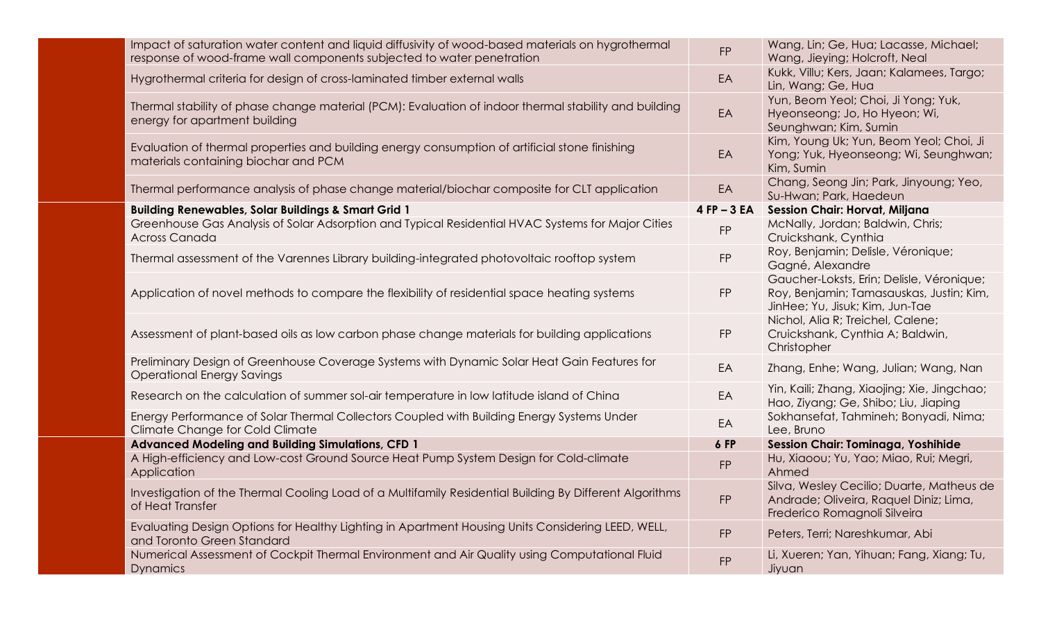| | Title | Type | Authors |
|---|---|---|---|
| | Impact of saturation water content and liquid diffusivity of wood-based materials on hygrothermal response of wood-frame wall components subjected to water penetration | FP | Wang, Lin; Ge, Hua; Lacasse, Michael; Wang, Jieying; Holcroft, Neal |
| | Hygrothermal criteria for design of cross-laminated timber external walls | EA | Kukk, Villu; Kers, Jaan; Kalamees, Targo; Lin, Wang; Ge, Hua |
| | Thermal stability of phase change material (PCM): Evaluation of indoor thermal stability and building energy for apartment building | EA | Yun, Beom Yeol; Choi, Ji Yong; Yuk, Hyeonseong; Jo, Ho Hyeon; Wi, Seunghwan; Kim, Sumin |
| | Evaluation of thermal properties and building energy consumption of artificial stone finishing materials containing biochar and PCM | EA | Kim, Young Uk; Yun, Beom Yeol; Choi, Ji Yong; Yuk, Hyeonseong; Wi, Seunghwan; Kim, Sumin |
| | Thermal performance analysis of phase change material/biochar composite for CLT application | EA | Chang, Seong Jin; Park, Jinyoung; Yeo, Su-Hwan; Park, Haedeun |
| | **Building Renewables, Solar Buildings & Smart Grid 1** | **4 FP – 3 EA** | **Session Chair: Horvat, Miljana** |
| | Greenhouse Gas Analysis of Solar Adsorption and Typical Residential HVAC Systems for Major Cities Across Canada | FP | McNally, Jordan; Baldwin, Chris; Cruickshank, Cynthia |
| | Thermal assessment of the Varennes Library building-integrated photovoltaic rooftop system | FP | Roy, Benjamin; Delisle, Véronique; Gagné, Alexandre |
| | Application of novel methods to compare the flexibility of residential space heating systems | FP | Gaucher-Loksts, Erin; Delisle, Véronique; Roy, Benjamin; Tamasauskas, Justin; Kim, JinHee; Yu, Jisuk; Kim, Jun-Tae |
| | Assessment of plant-based oils as low carbon phase change materials for building applications | FP | Nichol, Alia R; Treichel, Calene; Cruickshank, Cynthia A; Baldwin, Christopher |
| | Preliminary Design of Greenhouse Coverage Systems with Dynamic Solar Heat Gain Features for Operational Energy Savings | EA | Zhang, Enhe; Wang, Julian; Wang, Nan |
| | Research on the calculation of summer sol-air temperature in low latitude island of China | EA | Yin, Kaili; Zhang, Xiaojing; Xie, Jingchao; Hao, Ziyang; Ge, Shibo; Liu, Jiaping |
| | Energy Performance of Solar Thermal Collectors Coupled with Building Energy Systems Under Climate Change for Cold Climate | EA | Sokhansefat, Tahmineh; Bonyadi, Nima; Lee, Bruno |
| | **Advanced Modeling and Building Simulations, CFD 1** | **6 FP** | **Session Chair: Tominaga, Yoshihide** |
| | A High-efficiency and Low-cost Ground Source Heat Pump System Design for Cold-climate Application | FP | Hu, Xiaoou; Yu, Yao; Miao, Rui; Megri, Ahmed |
| | Investigation of the Thermal Cooling Load of a Multifamily Residential Building By Different Algorithms of Heat Transfer | FP | Silva, Wesley Cecilio; Duarte, Matheus de Andrade; Oliveira, Raquel Diniz; Lima, Frederico Romagnoli Silveira |
| | Evaluating Design Options for Healthy Lighting in Apartment Housing Units Considering LEED, WELL, and Toronto Green Standard | FP | Peters, Terri; Nareshkumar, Abi |
| | Numerical Assessment of Cockpit Thermal Environment and Air Quality using Computational Fluid Dynamics | FP | Li, Xueren; Yan, Yihuan; Fang, Xiang; Tu, Jiyuan |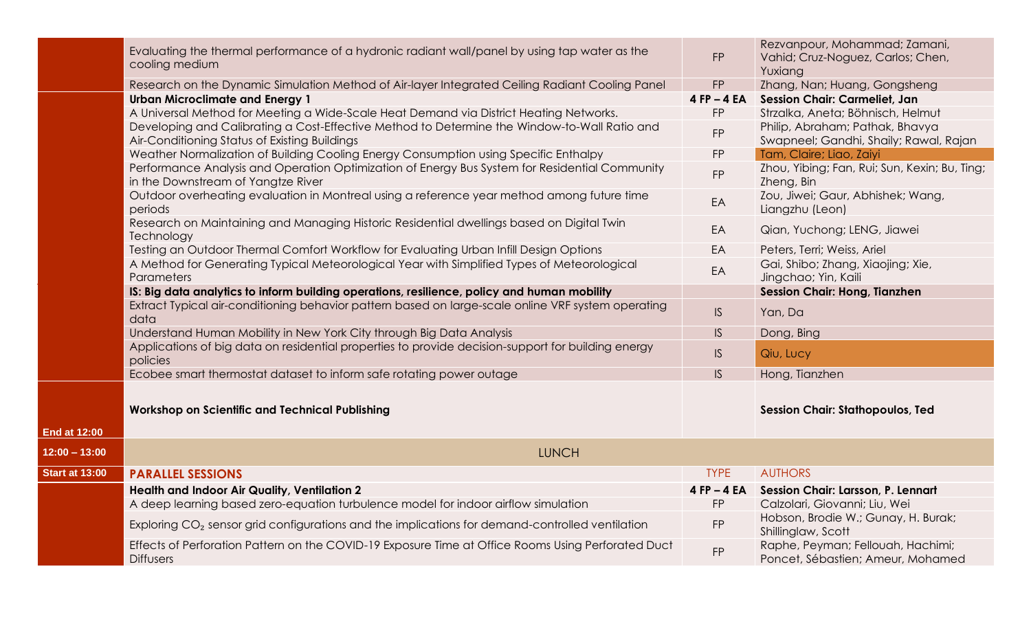| | | | |
|---|---|---|---|
| | Evaluating the thermal performance of a hydronic radiant wall/panel by using tap water as the cooling medium | FP | Rezvanpour, Mohammad; Zamani, Vahid; Cruz-Noguez, Carlos; Chen, Yuxiang |
| | Research on the Dynamic Simulation Method of Air-layer Integrated Ceiling Radiant Cooling Panel | FP | Zhang, Nan; Huang, Gongsheng |
| | **Urban Microclimate and Energy 1** | **4 FP – 4 EA** | **Session Chair: Carmeliet, Jan** |
| | A Universal Method for Meeting a Wide-Scale Heat Demand via District Heating Networks. | FP | Strzalka, Aneta; Böhnisch, Helmut |
| | Developing and Calibrating a Cost-Effective Method to Determine the Window-to-Wall Ratio and Air-Conditioning Status of Existing Buildings | FP | Philip, Abraham; Pathak, Bhavya Swapneel; Gandhi, Shaily; Rawal, Rajan |
| | Weather Normalization of Building Cooling Energy Consumption using Specific Enthalpy | FP | Tam, Claire; Liao, Zaiyi |
| | Performance Analysis and Operation Optimization of Energy Bus System for Residential Community in the Downstream of Yangtze River | FP | Zhou, Yibing; Fan, Rui; Sun, Kexin; Bu, Ting; Zheng, Bin |
| | Outdoor overheating evaluation in Montreal using a reference year method among future time periods | EA | Zou, Jiwei; Gaur, Abhishek; Wang, Liangzhu (Leon) |
| | Research on Maintaining and Managing Historic Residential dwellings based on Digital Twin Technology | EA | Qian, Yuchong; LENG, Jiawei |
| | Testing an Outdoor Thermal Comfort Workflow for Evaluating Urban Infill Design Options | EA | Peters, Terri; Weiss, Ariel |
| | A Method for Generating Typical Meteorological Year with Simplified Types of Meteorological Parameters | EA | Gai, Shibo; Zhang, Xiaojing; Xie, Jingchao; Yin, Kaili |
| | **IS: Big data analytics to inform building operations, resilience, policy and human mobility** | | **Session Chair: Hong, Tianzhen** |
| | Extract Typical air-conditioning behavior pattern based on large-scale online VRF system operating data | IS | Yan, Da |
| | Understand Human Mobility in New York City through Big Data Analysis | IS | Dong, Bing |
| | Applications of big data on residential properties to provide decision-support for building energy policies | IS | Qiu, Lucy |
| | Ecobee smart thermostat dataset to inform safe rotating power outage | IS | Hong, Tianzhen |
| **End at 12:00** | **Workshop on Scientific and Technical Publishing** | | **Session Chair: Stathopoulos, Ted** |
| **12:00 – 13:00** | LUNCH | | |
| **Start at 13:00** | **PARALLEL SESSIONS** | TYPE | AUTHORS |
| | **Health and Indoor Air Quality, Ventilation 2** | **4 FP – 4 EA** | **Session Chair: Larsson, P. Lennart** |
| | A deep learning based zero-equation turbulence model for indoor airflow simulation | FP | Calzolari, Giovanni; Liu, Wei |
| | Exploring $CO_2$ sensor grid configurations and the implications for demand-controlled ventilation | FP | Hobson, Brodie W.; Gunay, H. Burak; Shillinglaw, Scott |
| | Effects of Perforation Pattern on the COVID-19 Exposure Time at Office Rooms Using Perforated Duct Diffusers | FP | Raphe, Peyman; Fellouah, Hachimi; Poncet, Sébastien; Ameur, Mohamed |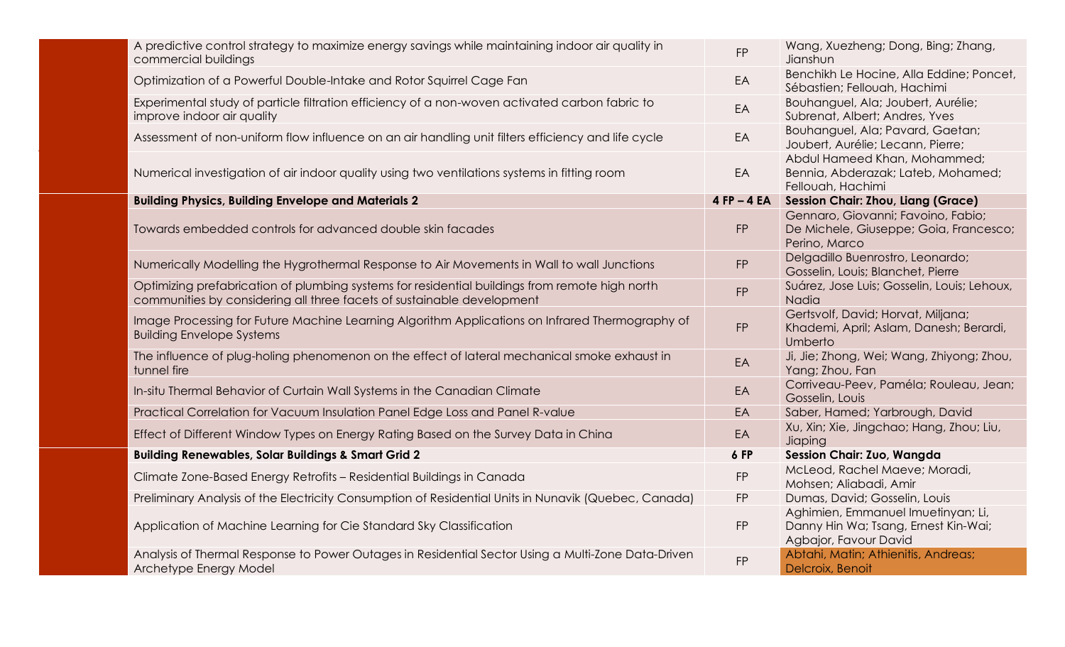| | | |
|---|---|---|
| A predictive control strategy to maximize energy savings while maintaining indoor air quality in commercial buildings | FP | Wang, Xuezheng; Dong, Bing; Zhang, Jianshun |
| Optimization of a Powerful Double-Intake and Rotor Squirrel Cage Fan | EA | Benchikh Le Hocine, Alla Eddine; Poncet, Sébastien; Fellouah, Hachimi |
| Experimental study of particle filtration efficiency of a non-woven activated carbon fabric to improve indoor air quality | EA | Bouhanguel, Ala; Joubert, Aurélie; Subrenat, Albert; Andres, Yves |
| Assessment of non-uniform flow influence on an air handling unit filters efficiency and life cycle | EA | Bouhanguel, Ala; Pavard, Gaetan; Joubert, Aurélie; Lecann, Pierre; |
| Numerical investigation of air indoor quality using two ventilations systems in fitting room | EA | Abdul Hameed Khan, Mohammed; Bennia, Abderazak; Lateb, Mohamed; Fellouah, Hachimi |
| **Building Physics, Building Envelope and Materials 2** | **4 FP – 4 EA** | **Session Chair: Zhou, Liang (Grace)** |
| Towards embedded controls for advanced double skin facades | FP | Gennaro, Giovanni; Favoino, Fabio; De Michele, Giuseppe; Goia, Francesco; Perino, Marco |
| Numerically Modelling the Hygrothermal Response to Air Movements in Wall to wall Junctions | FP | Delgadillo Buenrostro, Leonardo; Gosselin, Louis; Blanchet, Pierre |
| Optimizing prefabrication of plumbing systems for residential buildings from remote high north communities by considering all three facets of sustainable development | FP | Suárez, Jose Luis; Gosselin, Louis; Lehoux, Nadia |
| Image Processing for Future Machine Learning Algorithm Applications on Infrared Thermography of Building Envelope Systems | FP | Gertsvolf, David; Horvat, Miljana; Khademi, April; Aslam, Danesh; Berardi, Umberto |
| The influence of plug-holing phenomenon on the effect of lateral mechanical smoke exhaust in tunnel fire | EA | Ji, Jie; Zhong, Wei; Wang, Zhiyong; Zhou, Yang; Zhou, Fan |
| In-situ Thermal Behavior of Curtain Wall Systems in the Canadian Climate | EA | Corriveau-Peev, Paméla; Rouleau, Jean; Gosselin, Louis |
| Practical Correlation for Vacuum Insulation Panel Edge Loss and Panel R-value | EA | Saber, Hamed; Yarbrough, David |
| Effect of Different Window Types on Energy Rating Based on the Survey Data in China | EA | Xu, Xin; Xie, Jingchao; Hang, Zhou; Liu, Jiaping |
| **Building Renewables, Solar Buildings & Smart Grid 2** | **6 FP** | **Session Chair: Zuo, Wangda** |
| Climate Zone-Based Energy Retrofits – Residential Buildings in Canada | FP | McLeod, Rachel Maeve; Moradi, Mohsen; Aliabadi, Amir |
| Preliminary Analysis of the Electricity Consumption of Residential Units in Nunavik (Quebec, Canada) | FP | Dumas, David; Gosselin, Louis |
| Application of Machine Learning for Cie Standard Sky Classification | FP | Aghimien, Emmanuel Imuetinyan; Li, Danny Hin Wa; Tsang, Ernest Kin-Wai; Agbajor, Favour David |
| Analysis of Thermal Response to Power Outages in Residential Sector Using a Multi-Zone Data-Driven Archetype Energy Model | FP | Abtahi, Matin; Athienitis, Andreas; Delcroix, Benoit |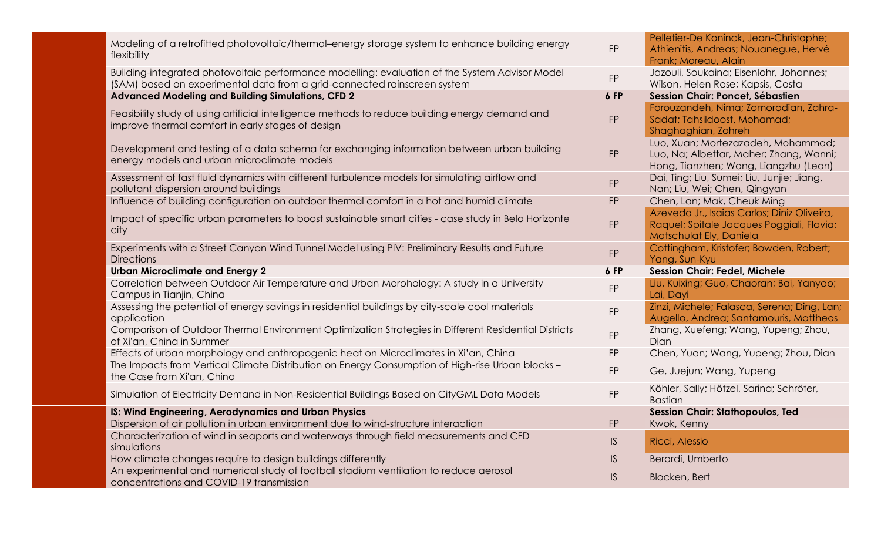| Title | Type | Authors |
|---|---|---|
| Modeling of a retrofitted photovoltaic/thermal–energy storage system to enhance building energy flexibility | FP | Pelletier-De Koninck, Jean-Christophe; Athienitis, Andreas; Nouanegue, Hervé Frank; Moreau, Alain |
| Building-integrated photovoltaic performance modelling: evaluation of the System Advisor Model (SAM) based on experimental data from a grid-connected rainscreen system | FP | Jazouli, Soukaina; Eisenlohr, Johannes; Wilson, Helen Rose; Kapsis, Costa |
| **Advanced Modeling and Building Simulations, CFD 2** | **6 FP** | **Session Chair: Poncet, Sébastien** |
| Feasibility study of using artificial intelligence methods to reduce building energy demand and improve thermal comfort in early stages of design | FP | Forouzandeh, Nima; Zomorodian, Zahra-Sadat; Tahsildoost, Mohamad; Shaghaghian, Zohreh |
| Development and testing of a data schema for exchanging information between urban building energy models and urban microclimate models | FP | Luo, Xuan; Mortezazadeh, Mohammad; Luo, Na; Albettar, Maher; Zhang, Wanni; Hong, Tianzhen; Wang, Liangzhu (Leon) |
| Assessment of fast fluid dynamics with different turbulence models for simulating airflow and pollutant dispersion around buildings | FP | Dai, Ting; Liu, Sumei; Liu, Junjie; Jiang, Nan; Liu, Wei; Chen, Qingyan |
| Influence of building configuration on outdoor thermal comfort in a hot and humid climate | FP | Chen, Lan; Mak, Cheuk Ming |
| Impact of specific urban parameters to boost sustainable smart cities - case study in Belo Horizonte city | FP | Azevedo Jr., Isaias Carlos; Diniz Oliveira, Raquel; Spitale Jacques Poggiali, Flavia; Matschulat Ely, Daniela |
| Experiments with a Street Canyon Wind Tunnel Model using PIV: Preliminary Results and Future Directions | FP | Cottingham, Kristofer; Bowden, Robert; Yang, Sun-Kyu |
| **Urban Microclimate and Energy 2** | **6 FP** | **Session Chair: Fedel, Michele** |
| Correlation between Outdoor Air Temperature and Urban Morphology: A study in a University Campus in Tianjin, China | FP | Liu, Kuixing; Guo, Chaoran; Bai, Yanyao; Lai, Dayi |
| Assessing the potential of energy savings in residential buildings by city-scale cool materials application | FP | Zinzi, Michele; Falasca, Serena; Ding, Lan; Augello, Andrea; Santamouris, Mattheos |
| Comparison of Outdoor Thermal Environment Optimization Strategies in Different Residential Districts of Xi'an, China in Summer | FP | Zhang, Xuefeng; Wang, Yupeng; Zhou, Dian |
| Effects of urban morphology and anthropogenic heat on Microclimates in Xi'an, China | FP | Chen, Yuan; Wang, Yupeng; Zhou, Dian |
| The Impacts from Vertical Climate Distribution on Energy Consumption of High-rise Urban blocks – the Case from Xi'an, China | FP | Ge, Juejun; Wang, Yupeng |
| Simulation of Electricity Demand in Non-Residential Buildings Based on CityGML Data Models | FP | Köhler, Sally; Hötzel, Sarina; Schröter, Bastian |
| **IS: Wind Engineering, Aerodynamics and Urban Physics** | | **Session Chair: Stathopoulos, Ted** |
| Dispersion of air pollution in urban environment due to wind-structure interaction | FP | Kwok, Kenny |
| Characterization of wind in seaports and waterways through field measurements and CFD simulations | IS | Ricci, Alessio |
| How climate changes require to design buildings differently | IS | Berardi, Umberto |
| An experimental and numerical study of football stadium ventilation to reduce aerosol concentrations and COVID-19 transmission | IS | Blocken, Bert |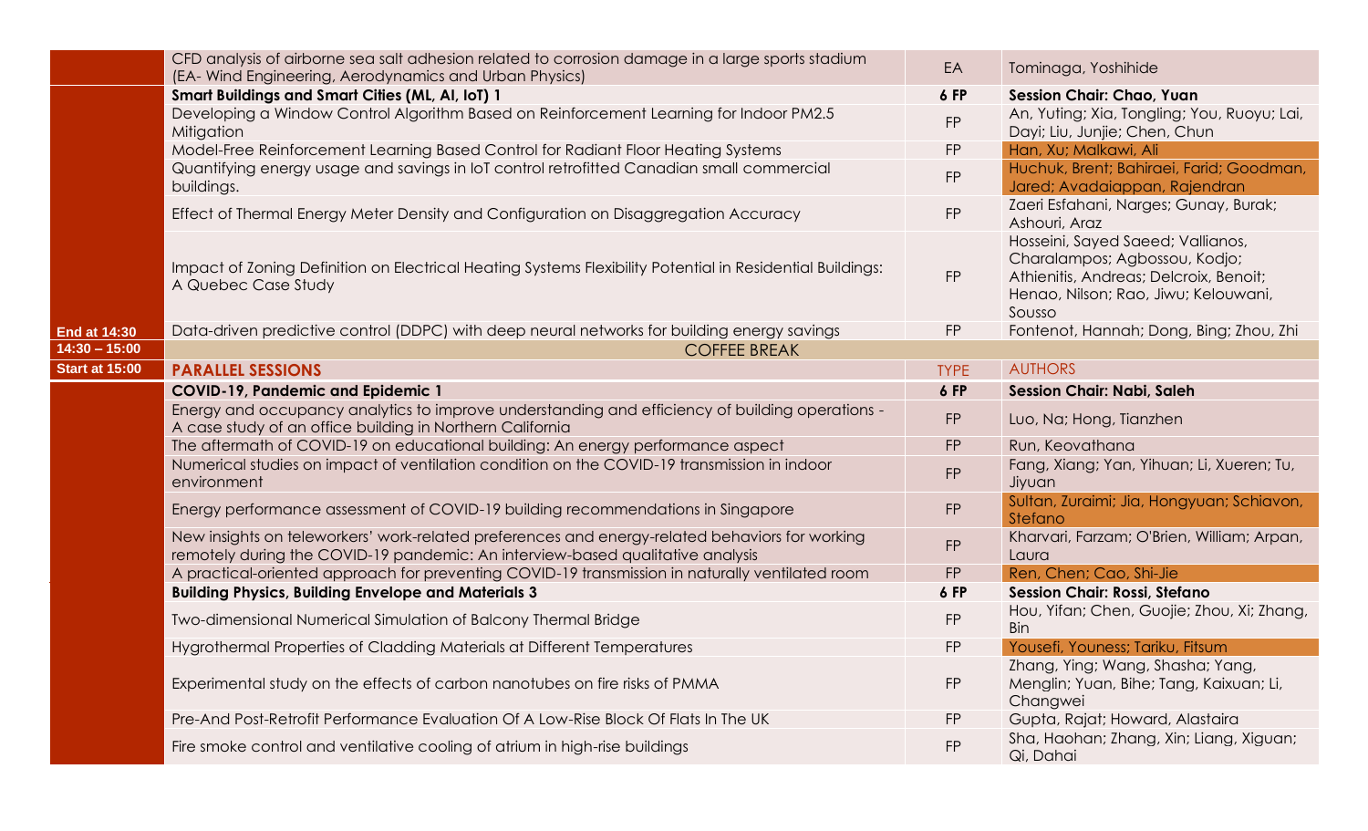| | | | |
|---|---|---|---|
| | CFD analysis of airborne sea salt adhesion related to corrosion damage in a large sports stadium (EA- Wind Engineering, Aerodynamics and Urban Physics) | EA | Tominaga, Yoshihide |
| | **Smart Buildings and Smart Cities (ML, AI, IoT) 1** | **6 FP** | **Session Chair: Chao, Yuan** |
| | Developing a Window Control Algorithm Based on Reinforcement Learning for Indoor PM2.5 Mitigation | FP | An, Yuting; Xia, Tongling; You, Ruoyu; Lai, Dayi; Liu, Junjie; Chen, Chun |
| | Model-Free Reinforcement Learning Based Control for Radiant Floor Heating Systems | FP | Han, Xu; Malkawi, Ali |
| | Quantifying energy usage and savings in IoT control retrofitted Canadian small commercial buildings. | FP | Huchuk, Brent; Bahiraei, Farid; Goodman, Jared; Avadaiappan, Rajendran |
| | Effect of Thermal Energy Meter Density and Configuration on Disaggregation Accuracy | FP | Zaeri Esfahani, Narges; Gunay, Burak; Ashouri, Araz |
| | Impact of Zoning Definition on Electrical Heating Systems Flexibility Potential in Residential Buildings: A Quebec Case Study | FP | Hosseini, Sayed Saeed; Vallianos, Charalampos; Agbossou, Kodjo; Athienitis, Andreas; Delcroix, Benoit; Henao, Nilson; Rao, Jiwu; Kelouwani, Sousso |
| **End at 14:30** | Data-driven predictive control (DDPC) with deep neural networks for building energy savings | FP | Fontenot, Hannah; Dong, Bing; Zhou, Zhi |
| **14:30 – 15:00** | COFFEE BREAK | | |
| **Start at 15:00** | **PARALLEL SESSIONS** | TYPE | AUTHORS |
| | **COVID-19, Pandemic and Epidemic 1** | **6 FP** | **Session Chair: Nabi, Saleh** |
| | Energy and occupancy analytics to improve understanding and efficiency of building operations - A case study of an office building in Northern California | FP | Luo, Na; Hong, Tianzhen |
| | The aftermath of COVID-19 on educational building: An energy performance aspect | FP | Run, Keovathana |
| | Numerical studies on impact of ventilation condition on the COVID-19 transmission in indoor environment | FP | Fang, Xiang; Yan, Yihuan; Li, Xueren; Tu, Jiyuan |
| | Energy performance assessment of COVID-19 building recommendations in Singapore | FP | Sultan, Zuraimi; Jia, Hongyuan; Schiavon, Stefano |
| | New insights on teleworkers' work-related preferences and energy-related behaviors for working remotely during the COVID-19 pandemic: An interview-based qualitative analysis | FP | Kharvari, Farzam; O'Brien, William; Arpan, Laura |
| | A practical-oriented approach for preventing COVID-19 transmission in naturally ventilated room | FP | Ren, Chen; Cao, Shi-Jie |
| | **Building Physics, Building Envelope and Materials 3** | **6 FP** | **Session Chair: Rossi, Stefano** |
| | Two-dimensional Numerical Simulation of Balcony Thermal Bridge | FP | Hou, Yifan; Chen, Guojie; Zhou, Xi; Zhang, Bin |
| | Hygrothermal Properties of Cladding Materials at Different Temperatures | FP | Yousefi, Youness; Tariku, Fitsum |
| | Experimental study on the effects of carbon nanotubes on fire risks of PMMA | FP | Zhang, Ying; Wang, Shasha; Yang, Menglin; Yuan, Bihe; Tang, Kaixuan; Li, Changwei |
| | Pre-And Post-Retrofit Performance Evaluation Of A Low-Rise Block Of Flats In The UK | FP | Gupta, Rajat; Howard, Alastaira |
| | Fire smoke control and ventilative cooling of atrium in high-rise buildings | FP | Sha, Haohan; Zhang, Xin; Liang, Xiguan; Qi, Dahai |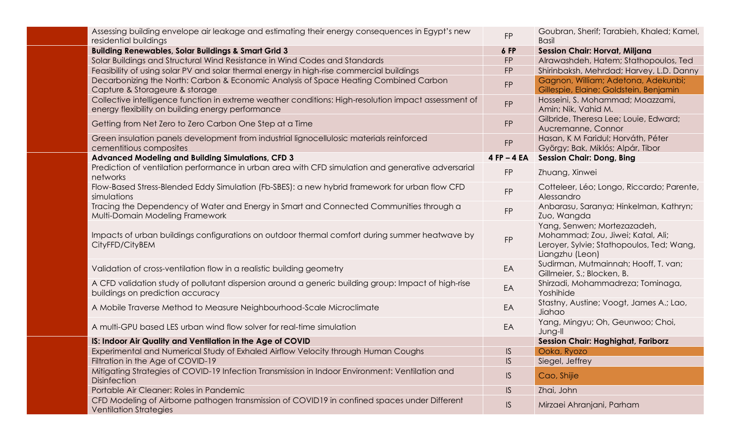| Title | Type | Authors |
| --- | --- | --- |
| Assessing building envelope air leakage and estimating their energy consequences in Egypt's new residential buildings | FP | Goubran, Sherif; Tarabieh, Khaled; Kamel, Basil |
| **Building Renewables, Solar Buildings & Smart Grid 3** | **6 FP** | **Session Chair: Horvat, Miljana** |
| Solar Buildings and Structural Wind Resistance in Wind Codes and Standards | FP | Alrawashdeh, Hatem; Stathopoulos, Ted |
| Feasibility of using solar PV and solar thermal energy in high-rise commercial buildings | FP | Shirinbaksh, Mehrdad; Harvey, L.D. Danny |
| Decarbonizing the North: Carbon & Economic Analysis of Space Heating Combined Carbon Capture & Storageure & storage | FP | Gagnon, William; Adetona, Adekunbi; Gillespie, Elaine; Goldstein, Benjamin |
| Collective intelligence function in extreme weather conditions: High-resolution impact assessment of energy flexibility on building energy performance | FP | Hosseini, S. Mohammad; Moazzami, Amin; Nik, Vahid M. |
| Getting from Net Zero to Zero Carbon One Step at a Time | FP | Gilbride, Theresa Lee; Louie, Edward; Aucremanne, Connor |
| Green insulation panels development from industrial lignocellulosic materials reinforced cementitious composites | FP | Hasan, K M Faridul; Horváth, Péter György; Bak, Miklós; Alpár, Tibor |
| **Advanced Modeling and Building Simulations, CFD 3** | **4 FP – 4 EA** | **Session Chair: Dong, Bing** |
| Prediction of ventilation performance in urban area with CFD simulation and generative adversarial networks | FP | Zhuang, Xinwei |
| Flow-Based Stress-Blended Eddy Simulation (Fb-SBES): a new hybrid framework for urban flow CFD simulations | FP | Cotteleer, Léo; Longo, Riccardo; Parente, Alessandro |
| Tracing the Dependency of Water and Energy in Smart and Connected Communities through a Multi-Domain Modeling Framework | FP | Anbarasu, Saranya; Hinkelman, Kathryn; Zuo, Wangda |
| Impacts of urban buildings configurations on outdoor thermal comfort during summer heatwave by CityFFD/CityBEM | FP | Yang, Senwen; Mortezazadeh, Mohammad; Zou, Jiwei; Katal, Ali; Leroyer, Sylvie; Stathopoulos, Ted; Wang, Liangzhu (Leon) |
| Validation of cross-ventilation flow in a realistic building geometry | EA | Sudirman, Mutmainnah; Hooff, T. van; Gillmeier, S.; Blocken, B. |
| A CFD validation study of pollutant dispersion around a generic building group: Impact of high-rise buildings on prediction accuracy | EA | Shirzadi, Mohammadreza; Tominaga, Yoshihide |
| A Mobile Traverse Method to Measure Neighbourhood-Scale Microclimate | EA | Stastny, Austine; Voogt, James A.; Lao, Jiahao |
| A multi-GPU based LES urban wind flow solver for real-time simulation | EA | Yang, Mingyu; Oh, Geunwoo; Choi, Jung-Il |
| **IS: Indoor Air Quality and Ventilation in the Age of COVID** | | **Session Chair: Haghighat, Fariborz** |
| Experimental and Numerical Study of Exhaled Airflow Velocity through Human Coughs | IS | Ooka, Ryozo |
| Filtration in the Age of COVID-19 | IS | Siegel, Jeffrey |
| Mitigating Strategies of COVID-19 Infection Transmission in Indoor Environment: Ventilation and Disinfection | IS | Cao, Shijie |
| Portable Air Cleaner: Roles in Pandemic | IS | Zhai, John |
| CFD Modeling of Airborne pathogen transmission of COVID19 in confined spaces under Different Ventilation Strategies | IS | Mirzaei Ahranjani, Parham |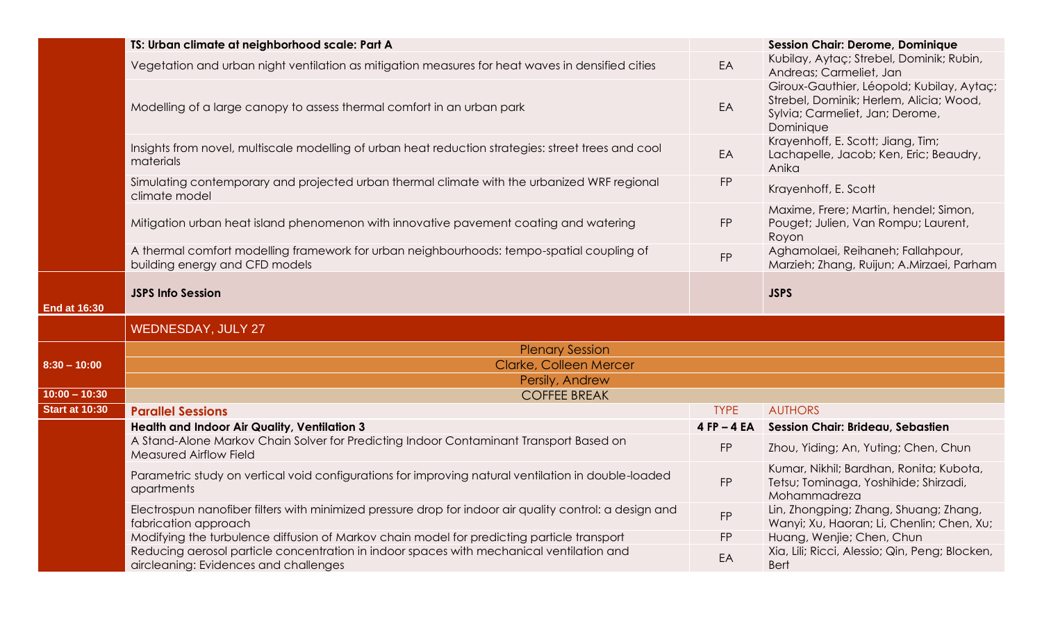| | | | |
|---|---|---|---|
| | **TS: Urban climate at neighborhood scale: Part A** | | **Session Chair: Derome, Dominique** |
| | Vegetation and urban night ventilation as mitigation measures for heat waves in densified cities | EA | Kubilay, Aytaç; Strebel, Dominik; Rubin, Andreas; Carmeliet, Jan |
| | Modelling of a large canopy to assess thermal comfort in an urban park | EA | Giroux-Gauthier, Léopold; Kubilay, Aytaç; Strebel, Dominik; Herlem, Alicia; Wood, Sylvia; Carmeliet, Jan; Derome, Dominique |
| | Insights from novel, multiscale modelling of urban heat reduction strategies: street trees and cool materials | EA | Krayenhoff, E. Scott; Jiang, Tim; Lachapelle, Jacob; Ken, Eric; Beaudry, Anika |
| | Simulating contemporary and projected urban thermal climate with the urbanized WRF regional climate model | FP | Krayenhoff, E. Scott |
| | Mitigation urban heat island phenomenon with innovative pavement coating and watering | FP | Maxime, Frere; Martin, hendel; Simon, Pouget; Julien, Van Rompu; Laurent, Royon |
| | A thermal comfort modelling framework for urban neighbourhoods: tempo-spatial coupling of building energy and CFD models | FP | Aghamolaei, Reihaneh; Fallahpour, Marzieh; Zhang, Ruijun; A.Mirzaei, Parham |
| **End at 16:30** | **JSPS Info Session** | | **JSPS** |
| | **WEDNESDAY, JULY 27** | | |
| **8:30 – 10:00** | Plenary Session | | |
| | Clarke, Colleen Mercer | | |
| | Persily, Andrew | | |
| **10:00 – 10:30** | COFFEE BREAK | | |
| **Start at 10:30** | **Parallel Sessions** | TYPE | AUTHORS |
| | **Health and Indoor Air Quality, Ventilation 3** | **4 FP – 4 EA** | **Session Chair: Brideau, Sebastien** |
| | A Stand-Alone Markov Chain Solver for Predicting Indoor Contaminant Transport Based on Measured Airflow Field | FP | Zhou, Yiding; An, Yuting; Chen, Chun |
| | Parametric study on vertical void configurations for improving natural ventilation in double-loaded apartments | FP | Kumar, Nikhil; Bardhan, Ronita; Kubota, Tetsu; Tominaga, Yoshihide; Shirzadi, Mohammadreza |
| | Electrospun nanofiber filters with minimized pressure drop for indoor air quality control: a design and fabrication approach | FP | Lin, Zhongping; Zhang, Shuang; Zhang, Wanyi; Xu, Haoran; Li, Chenlin; Chen, Xu; |
| | Modifying the turbulence diffusion of Markov chain model for predicting particle transport | FP | Huang, Wenjie; Chen, Chun |
| | Reducing aerosol particle concentration in indoor spaces with mechanical ventilation and aircleaning: Evidences and challenges | EA | Xia, Lili; Ricci, Alessio; Qin, Peng; Blocken, Bert |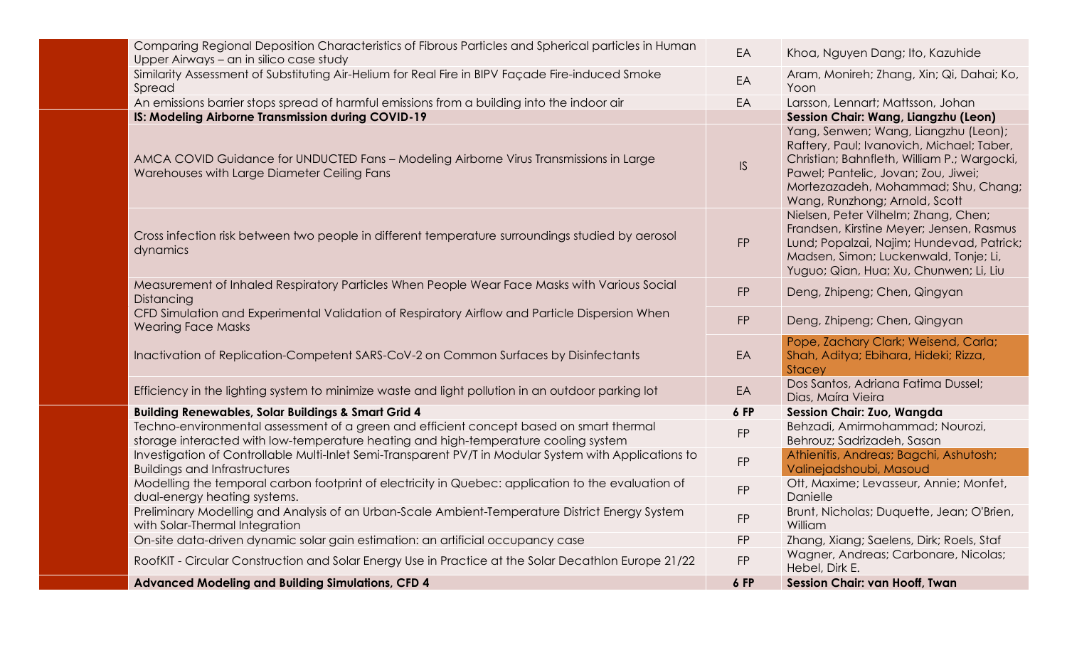| | | | |
|---|---|---|---|
| | Comparing Regional Deposition Characteristics of Fibrous Particles and Spherical particles in Human Upper Airways – an in silico case study | EA | Khoa, Nguyen Dang; Ito, Kazuhide |
| | Similarity Assessment of Substituting Air-Helium for Real Fire in BIPV Façade Fire-induced Smoke Spread | EA | Aram, Monireh; Zhang, Xin; Qi, Dahai; Ko, Yoon |
| | An emissions barrier stops spread of harmful emissions from a building into the indoor air | EA | Larsson, Lennart; Mattsson, Johan |
| | **IS: Modeling Airborne Transmission during COVID-19** | | **Session Chair: Wang, Liangzhu (Leon)** |
| | AMCA COVID Guidance for UNDUCTED Fans – Modeling Airborne Virus Transmissions in Large Warehouses with Large Diameter Ceiling Fans | IS | Yang, Senwen; Wang, Liangzhu (Leon); Raftery, Paul; Ivanovich, Michael; Taber, Christian; Bahnfleth, William P.; Wargocki, Pawel; Pantelic, Jovan; Zou, Jiwei; Mortezazadeh, Mohammad; Shu, Chang; Wang, Runzhong; Arnold, Scott |
| | Cross infection risk between two people in different temperature surroundings studied by aerosol dynamics | FP | Nielsen, Peter Vilhelm; Zhang, Chen; Frandsen, Kirstine Meyer; Jensen, Rasmus Lund; Popalzai, Najim; Hundevad, Patrick; Madsen, Simon; Luckenwald, Tonje; Li, Yuguo; Qian, Hua; Xu, Chunwen; Li, Liu |
| | Measurement of Inhaled Respiratory Particles When People Wear Face Masks with Various Social Distancing | FP | Deng, Zhipeng; Chen, Qingyan |
| | CFD Simulation and Experimental Validation of Respiratory Airflow and Particle Dispersion When Wearing Face Masks | FP | Deng, Zhipeng; Chen, Qingyan |
| | Inactivation of Replication-Competent SARS-CoV-2 on Common Surfaces by Disinfectants | EA | Pope, Zachary Clark; Weisend, Carla; Shah, Aditya; Ebihara, Hideki; Rizza, Stacey |
| | Efficiency in the lighting system to minimize waste and light pollution in an outdoor parking lot | EA | Dos Santos, Adriana Fatima Dussel; Dias, Maíra Vieira |
| | **Building Renewables, Solar Buildings & Smart Grid 4** | **6 FP** | **Session Chair: Zuo, Wangda** |
| | Techno-environmental assessment of a green and efficient concept based on smart thermal storage interacted with low-temperature heating and high-temperature cooling system | FP | Behzadi, Amirmohammad; Nourozi, Behrouz; Sadrizadeh, Sasan |
| | Investigation of Controllable Multi-Inlet Semi-Transparent PV/T in Modular System with Applications to Buildings and Infrastructures | FP | Athienitis, Andreas; Bagchi, Ashutosh; Valinejadshoubi, Masoud |
| | Modelling the temporal carbon footprint of electricity in Quebec: application to the evaluation of dual-energy heating systems. | FP | Ott, Maxime; Levasseur, Annie; Monfet, Danielle |
| | Preliminary Modelling and Analysis of an Urban-Scale Ambient-Temperature District Energy System with Solar-Thermal Integration | FP | Brunt, Nicholas; Duquette, Jean; O'Brien, William |
| | On-site data-driven dynamic solar gain estimation: an artificial occupancy case | FP | Zhang, Xiang; Saelens, Dirk; Roels, Staf |
| | RoofKIT - Circular Construction and Solar Energy Use in Practice at the Solar Decathlon Europe 21/22 | FP | Wagner, Andreas; Carbonare, Nicolas; Hebel, Dirk E. |
| | **Advanced Modeling and Building Simulations, CFD 4** | **6 FP** | **Session Chair: van Hooff, Twan** |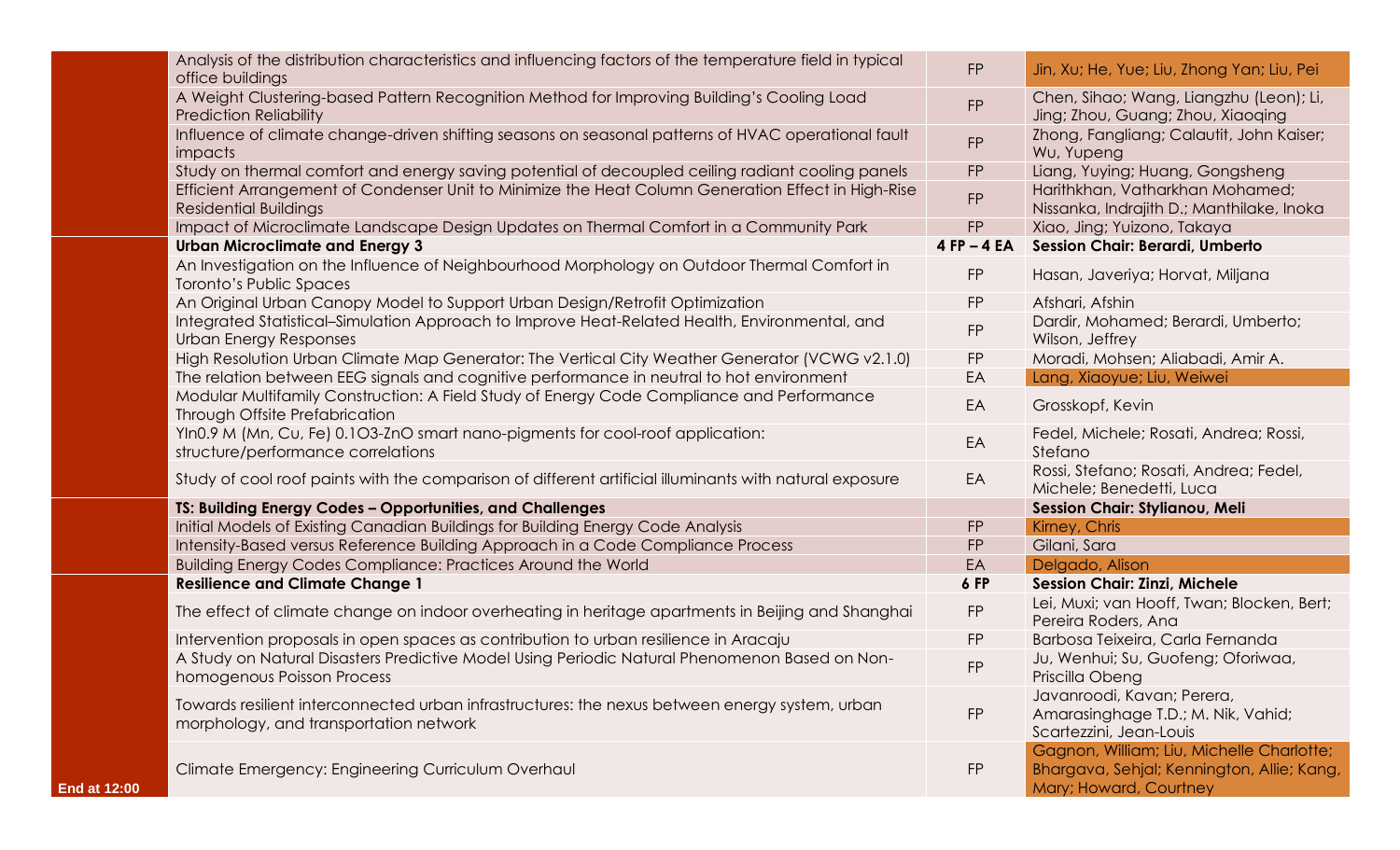| | | | |
|---|---|---|---|
| | Analysis of the distribution characteristics and influencing factors of the temperature field in typical office buildings | FP | Jin, Xu; He, Yue; Liu, Zhong Yan; Liu, Pei |
| | A Weight Clustering-based Pattern Recognition Method for Improving Building's Cooling Load Prediction Reliability | FP | Chen, Sihao; Wang, Liangzhu (Leon); Li, Jing; Zhou, Guang; Zhou, Xiaoqing |
| | Influence of climate change-driven shifting seasons on seasonal patterns of HVAC operational fault impacts | FP | Zhong, Fangliang; Calautit, John Kaiser; Wu, Yupeng |
| | Study on thermal comfort and energy saving potential of decoupled ceiling radiant cooling panels | FP | Liang, Yuying; Huang, Gongsheng |
| | Efficient Arrangement of Condenser Unit to Minimize the Heat Column Generation Effect in High-Rise Residential Buildings | FP | Harithkhan, Vatharkhan Mohamed; Nissanka, Indrajith D.; Manthilake, Inoka |
| | Impact of Microclimate Landscape Design Updates on Thermal Comfort in a Community Park | FP | Xiao, Jing; Yuizono, Takaya |
| | **Urban Microclimate and Energy 3** | **4 FP – 4 EA** | **Session Chair: Berardi, Umberto** |
| | An Investigation on the Influence of Neighbourhood Morphology on Outdoor Thermal Comfort in Toronto's Public Spaces | FP | Hasan, Javeriya; Horvat, Miljana |
| | An Original Urban Canopy Model to Support Urban Design/Retrofit Optimization | FP | Afshari, Afshin |
| | Integrated Statistical–Simulation Approach to Improve Heat-Related Health, Environmental, and Urban Energy Responses | FP | Dardir, Mohamed; Berardi, Umberto; Wilson, Jeffrey |
| | High Resolution Urban Climate Map Generator: The Vertical City Weather Generator (VCWG v2.1.0) | FP | Moradi, Mohsen; Aliabadi, Amir A. |
| | The relation between EEG signals and cognitive performance in neutral to hot environment | EA | Lang, Xiaoyue; Liu, Weiwei |
| | Modular Multifamily Construction: A Field Study of Energy Code Compliance and Performance Through Offsite Prefabrication | EA | Grosskopf, Kevin |
| | YIn0.9 M (Mn, Cu, Fe) 0.1O3-ZnO smart nano-pigments for cool-roof application: structure/performance correlations | EA | Fedel, Michele; Rosati, Andrea; Rossi, Stefano |
| | Study of cool roof paints with the comparison of different artificial illuminants with natural exposure | EA | Rossi, Stefano; Rosati, Andrea; Fedel, Michele; Benedetti, Luca |
| | **TS: Building Energy Codes – Opportunities, and Challenges** | | **Session Chair: Stylianou, Meli** |
| | Initial Models of Existing Canadian Buildings for Building Energy Code Analysis | FP | Kirney, Chris |
| | Intensity-Based versus Reference Building Approach in a Code Compliance Process | FP | Gilani, Sara |
| | Building Energy Codes Compliance: Practices Around the World | EA | Delgado, Alison |
| | **Resilience and Climate Change 1** | **6 FP** | **Session Chair: Zinzi, Michele** |
| | The effect of climate change on indoor overheating in heritage apartments in Beijing and Shanghai | FP | Lei, Muxi; van Hooff, Twan; Blocken, Bert; Pereira Roders, Ana |
| | Intervention proposals in open spaces as contribution to urban resilience in Aracaju | FP | Barbosa Teixeira, Carla Fernanda |
| | A Study on Natural Disasters Predictive Model Using Periodic Natural Phenomenon Based on Non-homogenous Poisson Process | FP | Ju, Wenhui; Su, Guofeng; Oforiwaa, Priscilla Obeng |
| | Towards resilient interconnected urban infrastructures: the nexus between energy system, urban morphology, and transportation network | FP | Javanroodi, Kavan; Perera, Amarasinghage T.D.; M. Nik, Vahid; Scartezzini, Jean-Louis |
| **End at 12:00** | Climate Emergency: Engineering Curriculum Overhaul | FP | Gagnon, William; Liu, Michelle Charlotte; Bhargava, Sehjal; Kennington, Allie; Kang, Mary; Howard, Courtney |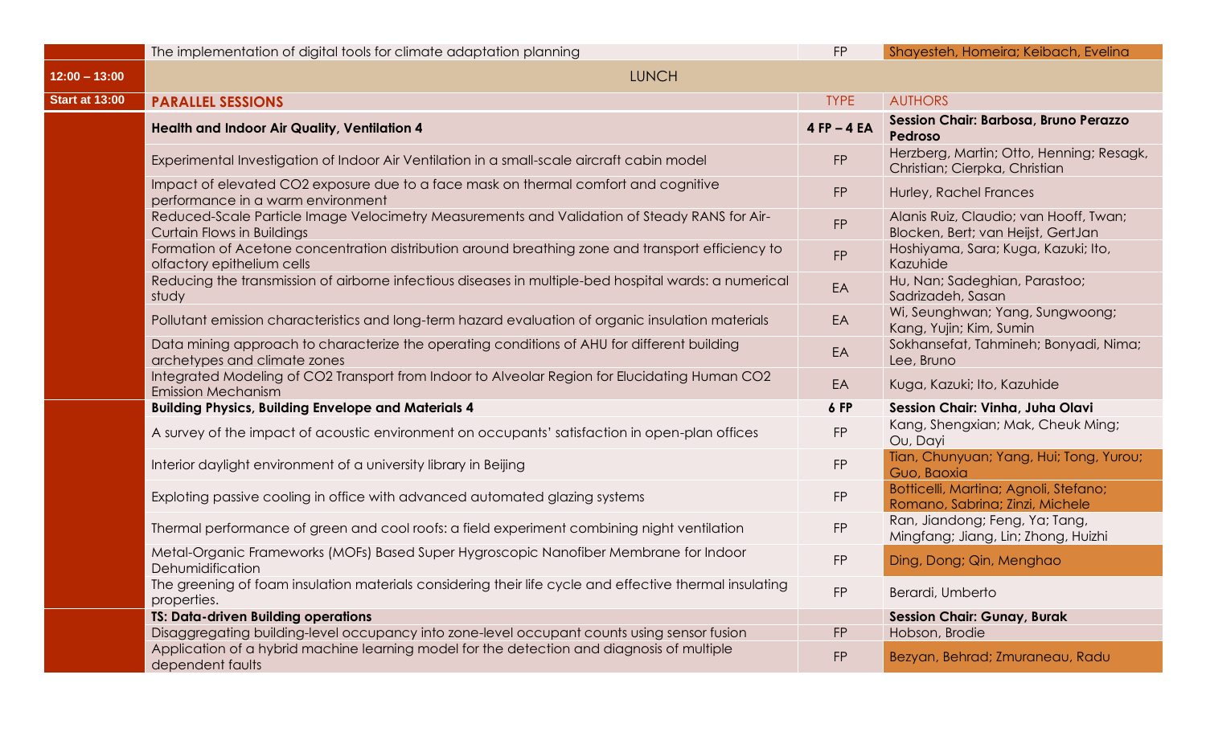| | | | |
|---|---|---|---|
| | The implementation of digital tools for climate adaptation planning | FP | Shayesteh, Homeira; Keibach, Evelina |
| **12:00 – 13:00** | LUNCH | | |
| **Start at 13:00** | **PARALLEL SESSIONS** | TYPE | AUTHORS |
| | **Health and Indoor Air Quality, Ventilation 4** | **4 FP – 4 EA** | **Session Chair: Barbosa, Bruno Perazzo Pedroso** |
| | Experimental Investigation of Indoor Air Ventilation in a small-scale aircraft cabin model | FP | Herzberg, Martin; Otto, Henning; Resagk, Christian; Cierpka, Christian |
| | Impact of elevated $CO_2$ exposure due to a face mask on thermal comfort and cognitive performance in a warm environment | FP | Hurley, Rachel Frances |
| | Reduced-Scale Particle Image Velocimetry Measurements and Validation of Steady RANS for Air-Curtain Flows in Buildings | FP | Alanis Ruiz, Claudio; van Hooff, Twan; Blocken, Bert; van Heijst, GertJan |
| | Formation of Acetone concentration distribution around breathing zone and transport efficiency to olfactory epithelium cells | FP | Hoshiyama, Sara; Kuga, Kazuki; Ito, Kazuhide |
| | Reducing the transmission of airborne infectious diseases in multiple-bed hospital wards: a numerical study | EA | Hu, Nan; Sadeghian, Parastoo; Sadrizadeh, Sasan |
| | Pollutant emission characteristics and long-term hazard evaluation of organic insulation materials | EA | Wi, Seunghwan; Yang, Sungwoong; Kang, Yujin; Kim, Sumin |
| | Data mining approach to characterize the operating conditions of AHU for different building archetypes and climate zones | EA | Sokhansefat, Tahmineh; Bonyadi, Nima; Lee, Bruno |
| | Integrated Modeling of $CO_2$ Transport from Indoor to Alveolar Region for Elucidating Human $CO_2$ Emission Mechanism | EA | Kuga, Kazuki; Ito, Kazuhide |
| | **Building Physics, Building Envelope and Materials 4** | **6 FP** | **Session Chair: Vinha, Juha Olavi** |
| | A survey of the impact of acoustic environment on occupants' satisfaction in open-plan offices | FP | Kang, Shengxian; Mak, Cheuk Ming; Ou, Dayi |
| | Interior daylight environment of a university library in Beijing | FP | Tian, Chunyuan; Yang, Hui; Tong, Yurou; Guo, Baoxia |
| | Exploting passive cooling in office with advanced automated glazing systems | FP | Botticelli, Martina; Agnoli, Stefano; Romano, Sabrina; Zinzi, Michele |
| | Thermal performance of green and cool roofs: a field experiment combining night ventilation | FP | Ran, Jiandong; Feng, Ya; Tang, Mingfang; Jiang, Lin; Zhong, Huizhi |
| | Metal-Organic Frameworks (MOFs) Based Super Hygroscopic Nanofiber Membrane for Indoor Dehumidification | FP | Ding, Dong; Qin, Menghao |
| | The greening of foam insulation materials considering their life cycle and effective thermal insulating properties. | FP | Berardi, Umberto |
| | **TS: Data-driven Building operations** | | **Session Chair: Gunay, Burak** |
| | Disaggregating building-level occupancy into zone-level occupant counts using sensor fusion | FP | Hobson, Brodie |
| | Application of a hybrid machine learning model for the detection and diagnosis of multiple dependent faults | FP | Bezyan, Behrad; Zmuraneau, Radu |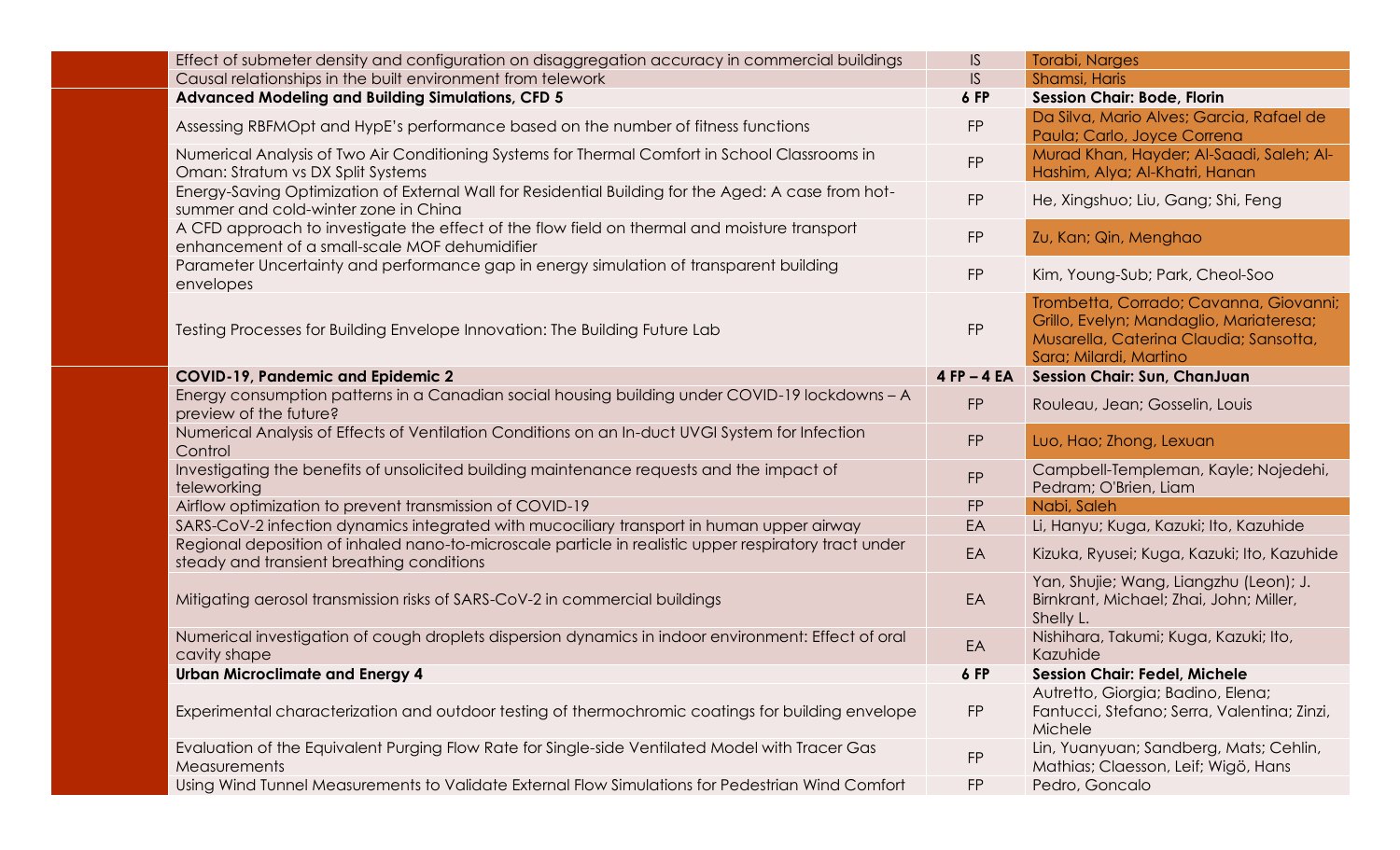| Title | Type | Authors |
|---|---|---|
| Effect of submeter density and configuration on disaggregation accuracy in commercial buildings | IS | Torabi, Narges |
| Causal relationships in the built environment from telework | IS | Shamsi, Haris |
| **Advanced Modeling and Building Simulations, CFD 5** | **6 FP** | **Session Chair: Bode, Florin** |
| Assessing RBFMOpt and HypE's performance based on the number of fitness functions | FP | Da Silva, Mario Alves; Garcia, Rafael de Paula; Carlo, Joyce Correna |
| Numerical Analysis of Two Air Conditioning Systems for Thermal Comfort in School Classrooms in Oman: Stratum vs DX Split Systems | FP | Murad Khan, Hayder; Al-Saadi, Saleh; Al-Hashim, Alya; Al-Khatri, Hanan |
| Energy-Saving Optimization of External Wall for Residential Building for the Aged: A case from hot-summer and cold-winter zone in China | FP | He, Xingshuo; Liu, Gang; Shi, Feng |
| A CFD approach to investigate the effect of the flow field on thermal and moisture transport enhancement of a small-scale MOF dehumidifier | FP | Zu, Kan; Qin, Menghao |
| Parameter Uncertainty and performance gap in energy simulation of transparent building envelopes | FP | Kim, Young-Sub; Park, Cheol-Soo |
| Testing Processes for Building Envelope Innovation: The Building Future Lab | FP | Trombetta, Corrado; Cavanna, Giovanni; Grillo, Evelyn; Mandaglio, Mariateresa; Musarella, Caterina Claudia; Sansotta, Sara; Milardi, Martino |
| **COVID-19, Pandemic and Epidemic 2** | **4 FP – 4 EA** | **Session Chair: Sun, ChanJuan** |
| Energy consumption patterns in a Canadian social housing building under COVID-19 lockdowns – A preview of the future? | FP | Rouleau, Jean; Gosselin, Louis |
| Numerical Analysis of Effects of Ventilation Conditions on an In-duct UVGI System for Infection Control | FP | Luo, Hao; Zhong, Lexuan |
| Investigating the benefits of unsolicited building maintenance requests and the impact of teleworking | FP | Campbell-Templeman, Kayle; Nojedehi, Pedram; O'Brien, Liam |
| Airflow optimization to prevent transmission of COVID-19 | FP | Nabi, Saleh |
| SARS-CoV-2 infection dynamics integrated with mucociliary transport in human upper airway | EA | Li, Hanyu; Kuga, Kazuki; Ito, Kazuhide |
| Regional deposition of inhaled nano-to-microscale particle in realistic upper respiratory tract under steady and transient breathing conditions | EA | Kizuka, Ryusei; Kuga, Kazuki; Ito, Kazuhide |
| Mitigating aerosol transmission risks of SARS-CoV-2 in commercial buildings | EA | Yan, Shujie; Wang, Liangzhu (Leon); J. Birnkrant, Michael; Zhai, John; Miller, Shelly L. |
| Numerical investigation of cough droplets dispersion dynamics in indoor environment: Effect of oral cavity shape | EA | Nishihara, Takumi; Kuga, Kazuki; Ito, Kazuhide |
| **Urban Microclimate and Energy 4** | **6 FP** | **Session Chair: Fedel, Michele** |
| Experimental characterization and outdoor testing of thermochromic coatings for building envelope | FP | Autretto, Giorgia; Badino, Elena; Fantucci, Stefano; Serra, Valentina; Zinzi, Michele |
| Evaluation of the Equivalent Purging Flow Rate for Single-side Ventilated Model with Tracer Gas Measurements | FP | Lin, Yuanyuan; Sandberg, Mats; Cehlin, Mathias; Claesson, Leif; Wigö, Hans |
| Using Wind Tunnel Measurements to Validate External Flow Simulations for Pedestrian Wind Comfort | FP | Pedro, Goncalo |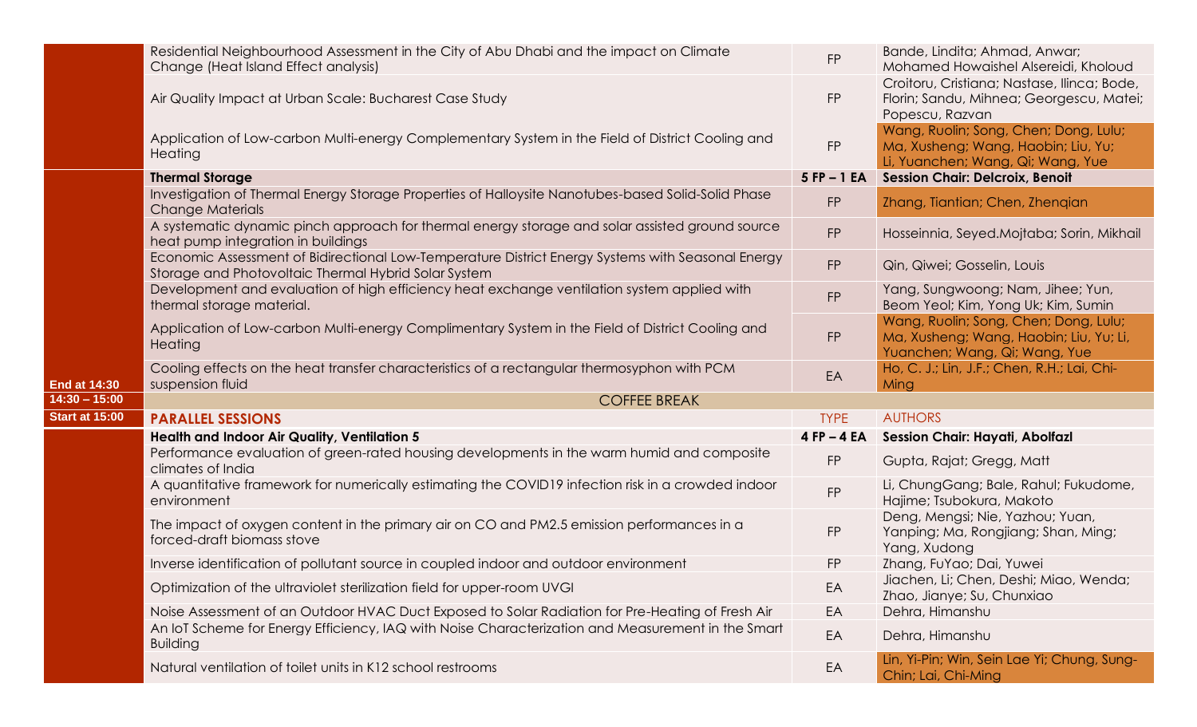| | | | |
|---|---|---|---|
| | Residential Neighbourhood Assessment in the City of Abu Dhabi and the impact on Climate Change (Heat Island Effect analysis) | FP | Bande, Lindita; Ahmad, Anwar; Mohamed Howaishel Alsereidi, Kholoud |
| | Air Quality Impact at Urban Scale: Bucharest Case Study | FP | Croitoru, Cristiana; Nastase, Ilinca; Bode, Florin; Sandu, Mihnea; Georgescu, Matei; Popescu, Razvan |
| | Application of Low-carbon Multi-energy Complementary System in the Field of District Cooling and Heating | FP | Wang, Ruolin; Song, Chen; Dong, Lulu; Ma, Xusheng; Wang, Haobin; Liu, Yu; Li, Yuanchen; Wang, Qi; Wang, Yue |
| | **Thermal Storage** | **5 FP – 1 EA** | **Session Chair: Delcroix, Benoit** |
| | Investigation of Thermal Energy Storage Properties of Halloysite Nanotubes-based Solid-Solid Phase Change Materials | FP | Zhang, Tiantian; Chen, Zhenqian |
| | A systematic dynamic pinch approach for thermal energy storage and solar assisted ground source heat pump integration in buildings | FP | Hosseinnia, Seyed.Mojtaba; Sorin, Mikhail |
| | Economic Assessment of Bidirectional Low-Temperature District Energy Systems with Seasonal Energy Storage and Photovoltaic Thermal Hybrid Solar System | FP | Qin, Qiwei; Gosselin, Louis |
| | Development and evaluation of high efficiency heat exchange ventilation system applied with thermal storage material. | FP | Yang, Sungwoong; Nam, Jihee; Yun, Beom Yeol; Kim, Yong Uk; Kim, Sumin |
| | Application of Low-carbon Multi-energy Complimentary System in the Field of District Cooling and Heating | FP | Wang, Ruolin; Song, Chen; Dong, Lulu; Ma, Xusheng; Wang, Haobin; Liu, Yu; Li, Yuanchen; Wang, Qi; Wang, Yue |
| **End at 14:30** | Cooling effects on the heat transfer characteristics of a rectangular thermosyphon with PCM suspension fluid | EA | Ho, C. J.; Lin, J.F.; Chen, R.H.; Lai, Chi-Ming |
| **14:30 – 15:00** | COFFEE BREAK | | |
| **Start at 15:00** | **PARALLEL SESSIONS** | TYPE | AUTHORS |
| | **Health and Indoor Air Quality, Ventilation 5** | **4 FP – 4 EA** | **Session Chair: Hayati, Abolfazl** |
| | Performance evaluation of green-rated housing developments in the warm humid and composite climates of India | FP | Gupta, Rajat; Gregg, Matt |
| | A quantitative framework for numerically estimating the COVID19 infection risk in a crowded indoor environment | FP | Li, ChungGang; Bale, Rahul; Fukudome, Hajime; Tsubokura, Makoto |
| | The impact of oxygen content in the primary air on CO and PM2.5 emission performances in a forced-draft biomass stove | FP | Deng, Mengsi; Nie, Yazhou; Yuan, Yanping; Ma, Rongjiang; Shan, Ming; Yang, Xudong |
| | Inverse identification of pollutant source in coupled indoor and outdoor environment | FP | Zhang, FuYao; Dai, Yuwei |
| | Optimization of the ultraviolet sterilization field for upper-room UVGI | EA | Jiachen, Li; Chen, Deshi; Miao, Wenda; Zhao, Jianye; Su, Chunxiao |
| | Noise Assessment of an Outdoor HVAC Duct Exposed to Solar Radiation for Pre-Heating of Fresh Air | EA | Dehra, Himanshu |
| | An IoT Scheme for Energy Efficiency, IAQ with Noise Characterization and Measurement in the Smart Building | EA | Dehra, Himanshu |
| | Natural ventilation of toilet units in K12 school restrooms | EA | Lin, Yi-Pin; Win, Sein Lae Yi; Chung, Sung-Chin; Lai, Chi-Ming |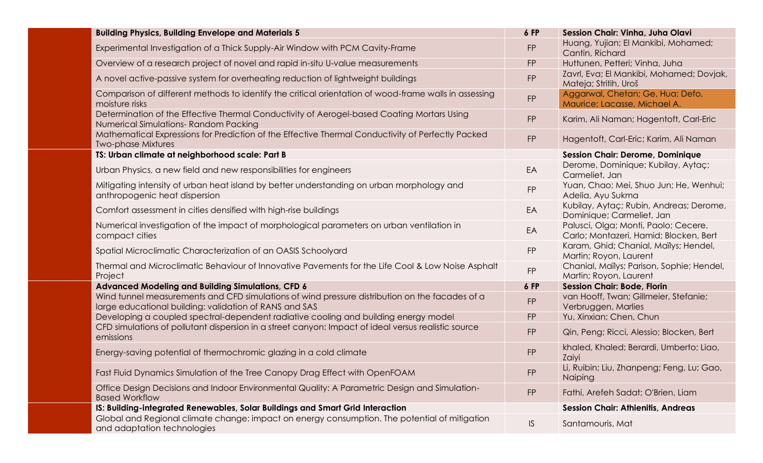| | | | |
|---|---|---|---|
| | **Building Physics, Building Envelope and Materials 5** | **6 FP** | **Session Chair: Vinha, Juha Olavi** |
| | Experimental Investigation of a Thick Supply-Air Window with PCM Cavity-Frame | FP | Huang, Yujian; El Mankibi, Mohamed; Cantin, Richard |
| | Overview of a research project of novel and rapid in-situ U-value measurements | FP | Huttunen, Petteri; Vinha, Juha |
| | A novel active-passive system for overheating reduction of lightweight buildings | FP | Zavrl, Eva; El Mankibi, Mohamed; Dovjak, Mateja; Stritih, Uroš |
| | Comparison of different methods to identify the critical orientation of wood-frame walls in assessing moisture risks | FP | Aggarwal, Chetan; Ge, Hua; Defo, Maurice; Lacasse, Michael A. |
| | Determination of the Effective Thermal Conductivity of Aerogel-based Coating Mortars Using Numerical Simulations- Random Packing | FP | Karim, Ali Naman; Hagentoft, Carl-Eric |
| | Mathematical Expressions for Prediction of the Effective Thermal Conductivity of Perfectly Packed Two-phase Mixtures | FP | Hagentoft, Carl-Eric; Karim, Ali Naman |
| | **TS: Urban climate at neighborhood scale: Part B** | | **Session Chair: Derome, Dominique** |
| | Urban Physics, a new field and new responsibilities for engineers | EA | Derome, Dominique; Kubilay, Aytaç; Carmeliet, Jan |
| | Mitigating intensity of urban heat island by better understanding on urban morphology and anthropogenic heat dispersion | FP | Yuan, Chao; Mei, Shuo Jun; He, Wenhui; Adelia, Ayu Sukma |
| | Comfort assessment in cities densified with high-rise buildings | EA | Kubilay, Aytaç; Rubin, Andreas; Derome, Dominique; Carmeliet, Jan |
| | Numerical investigation of the impact of morphological parameters on urban ventilation in compact cities | EA | Palusci, Olga; Monti, Paolo; Cecere, Carlo; Montazeri, Hamid; Blocken, Bert |
| | Spatial Microclimatic Characterization of an OASIS Schoolyard | FP | Karam, Ghid; Chanial, Maïlys; Hendel, Martin; Royon, Laurent |
| | Thermal and Microclimatic Behaviour of Innovative Pavements for the Life Cool & Low Noise Asphalt Project | FP | Chanial, Maïlys; Parison, Sophie; Hendel, Martin; Royon, Laurent |
| | **Advanced Modeling and Building Simulations, CFD 6** | **6 FP** | **Session Chair: Bode, Florin** |
| | Wind tunnel measurements and CFD simulations of wind pressure distribution on the facades of a large educational building: validation of RANS and SAS | FP | van Hooff, Twan; Gillmeier, Stefanie; Verbruggen, Marlies |
| | Developing a coupled spectral-dependent radiative cooling and building energy model | FP | Yu, Xinxian; Chen, Chun |
| | CFD simulations of pollutant dispersion in a street canyon: Impact of ideal versus realistic source emissions | FP | Qin, Peng; Ricci, Alessio; Blocken, Bert |
| | Energy-saving potential of thermochromic glazing in a cold climate | FP | khaled, Khaled; Berardi, Umberto; Liao, Zaiyi |
| | Fast Fluid Dynamics Simulation of the Tree Canopy Drag Effect with OpenFOAM | FP | Li, Ruibin; Liu, Zhanpeng; Feng, Lu; Gao, Naiping |
| | Office Design Decisions and Indoor Environmental Quality: A Parametric Design and Simulation-Based Workflow | FP | Fathi, Arefeh Sadat; O'Brien, Liam |
| | **IS: Building-integrated Renewables, Solar Buildings and Smart Grid Interaction** | | **Session Chair: Athienitis, Andreas** |
| | Global and Regional climate change: impact on energy consumption. The potential of mitigation and adaptation technologies | IS | Santamouris, Mat |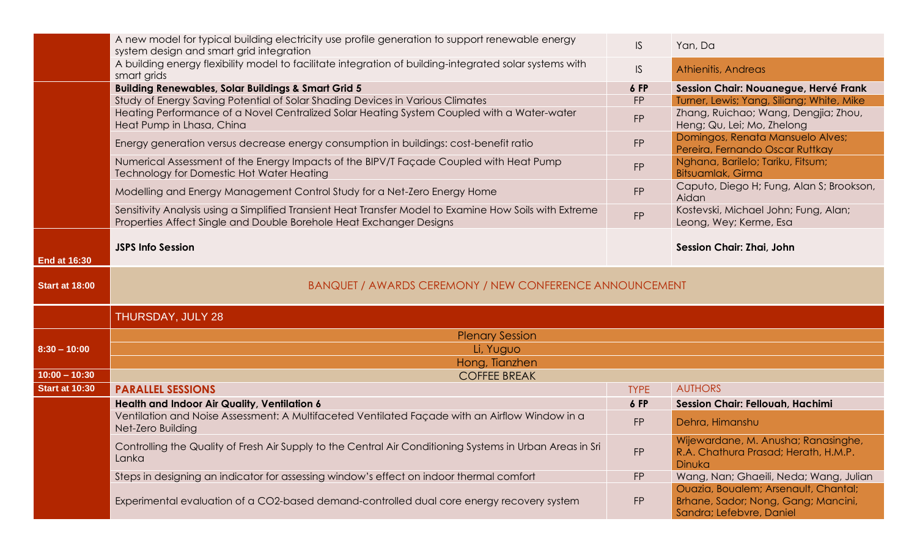| | | | |
|---|---|---|---|
| | A new model for typical building electricity use profile generation to support renewable energy system design and smart grid integration | IS | Yan, Da |
| | A building energy flexibility model to facilitate integration of building-integrated solar systems with smart grids | IS | Athienitis, Andreas |
| | **Building Renewables, Solar Buildings & Smart Grid 5** | **6 FP** | **Session Chair: Nouanegue, Hervé Frank** |
| | Study of Energy Saving Potential of Solar Shading Devices in Various Climates | FP | Turner, Lewis; Yang, Siliang; White, Mike |
| | Heating Performance of a Novel Centralized Solar Heating System Coupled with a Water-water Heat Pump in Lhasa, China | FP | Zhang, Ruichao; Wang, Dengjia; Zhou, Heng; Qu, Lei; Mo, Zhelong |
| | Energy generation versus decrease energy consumption in buildings: cost-benefit ratio | FP | Domingos, Renata Mansuelo Alves; Pereira, Fernando Oscar Ruttkay |
| | Numerical Assessment of the Energy Impacts of the BIPV/T Façade Coupled with Heat Pump Technology for Domestic Hot Water Heating | FP | Nghana, Barilelo; Tariku, Fitsum; Bitsuamlak, Girma |
| | Modelling and Energy Management Control Study for a Net-Zero Energy Home | FP | Caputo, Diego H; Fung, Alan S; Brookson, Aidan |
| | Sensitivity Analysis using a Simplified Transient Heat Transfer Model to Examine How Soils with Extreme Properties Affect Single and Double Borehole Heat Exchanger Designs | FP | Kostevski, Michael John; Fung, Alan; Leong, Wey; Kerme, Esa |
| **End at 16:30** | **JSPS Info Session** | | **Session Chair: Zhai, John** |
| **Start at 18:00** | BANQUET / AWARDS CEREMONY / NEW CONFERENCE ANNOUNCEMENT | | |
| | THURSDAY, JULY 28 | | |
| **8:30 – 10:00** | Plenary Session | | |
| | Li, Yuguo | | |
| | Hong, Tianzhen | | |
| **10:00 – 10:30** | COFFEE BREAK | | |
| **Start at 10:30** | **PARALLEL SESSIONS** | TYPE | AUTHORS |
| | **Health and Indoor Air Quality, Ventilation 6** | **6 FP** | **Session Chair: Fellouah, Hachimi** |
| | Ventilation and Noise Assessment: A Multifaceted Ventilated Façade with an Airflow Window in a Net-Zero Building | FP | Dehra, Himanshu |
| | Controlling the Quality of Fresh Air Supply to the Central Air Conditioning Systems in Urban Areas in Sri Lanka | FP | Wijewardane, M. Anusha; Ranasinghe, R.A. Chathura Prasad; Herath, H.M.P. Dinuka |
| | Steps in designing an indicator for assessing window's effect on indoor thermal comfort | FP | Wang, Nan; Ghaeili, Neda; Wang, Julian |
| | Experimental evaluation of a CO2-based demand-controlled dual core energy recovery system | FP | Ouazia, Boualem; Arsenault, Chantal; Brhane, Sador; Nong, Gang; Mancini, Sandra; Lefebvre, Daniel |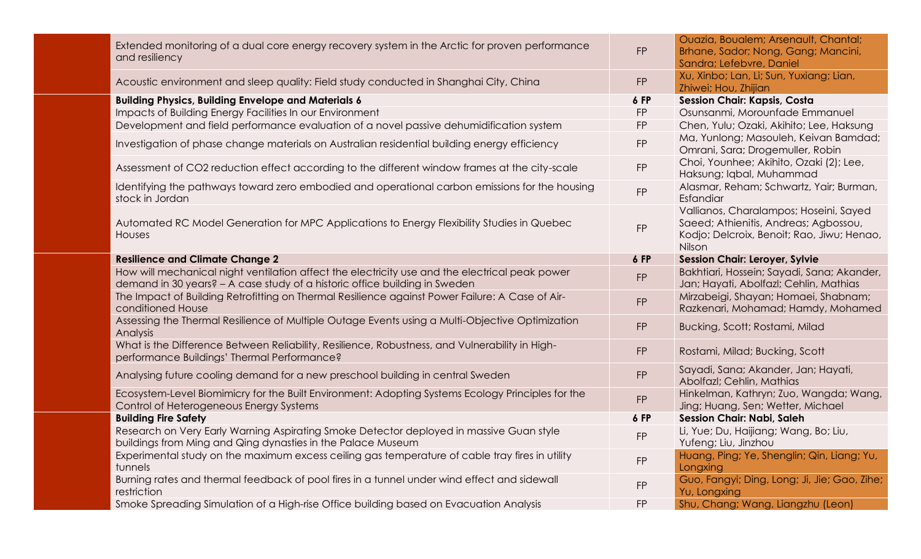| Title | Type | Authors |
|---|---|---|
| Extended monitoring of a dual core energy recovery system in the Arctic for proven performance and resiliency | FP | Ouazia, Boualem; Arsenault, Chantal; Brhane, Sador; Nong, Gang; Mancini, Sandra; Lefebvre, Daniel |
| Acoustic environment and sleep quality: Field study conducted in Shanghai City, China | FP | Xu, Xinbo; Lan, Li; Sun, Yuxiang; Lian, Zhiwei; Hou, Zhijian |
| **Building Physics, Building Envelope and Materials 6** | **6 FP** | **Session Chair: Kapsis, Costa** |
| Impacts of Building Energy Facilities In our Environment | FP | Osunsanmi, Morounfade Emmanuel |
| Development and field performance evaluation of a novel passive dehumidification system | FP | Chen, Yulu; Ozaki, Akihito; Lee, Haksung |
| Investigation of phase change materials on Australian residential building energy efficiency | FP | Ma, Yunlong; Masouleh, Keivan Bamdad; Omrani, Sara; Drogemuller, Robin |
| Assessment of CO2 reduction effect according to the different window frames at the city-scale | FP | Choi, Younhee; Akihito, Ozaki (2); Lee, Haksung; Iqbal, Muhammad |
| Identifying the pathways toward zero embodied and operational carbon emissions for the housing stock in Jordan | FP | Alasmar, Reham; Schwartz, Yair; Burman, Esfandiar |
| Automated RC Model Generation for MPC Applications to Energy Flexibility Studies in Quebec Houses | FP | Vallianos, Charalampos; Hoseini, Sayed Saeed; Athienitis, Andreas; Agbossou, Kodjo; Delcroix, Benoit; Rao, Jiwu; Henao, Nilson |
| **Resilience and Climate Change 2** | **6 FP** | **Session Chair: Leroyer, Sylvie** |
| How will mechanical night ventilation affect the electricity use and the electrical peak power demand in 30 years? – A case study of a historic office building in Sweden | FP | Bakhtiari, Hossein; Sayadi, Sana; Akander, Jan; Hayati, Abolfazl; Cehlin, Mathias |
| The Impact of Building Retrofitting on Thermal Resilience against Power Failure: A Case of Air-conditioned House | FP | Mirzabeigi, Shayan; Homaei, Shabnam; Razkenari, Mohamad; Hamdy, Mohamed |
| Assessing the Thermal Resilience of Multiple Outage Events using a Multi-Objective Optimization Analysis | FP | Bucking, Scott; Rostami, Milad |
| What is the Difference Between Reliability, Resilience, Robustness, and Vulnerability in High-performance Buildings' Thermal Performance? | FP | Rostami, Milad; Bucking, Scott |
| Analysing future cooling demand for a new preschool building in central Sweden | FP | Sayadi, Sana; Akander, Jan; Hayati, Abolfazl; Cehlin, Mathias |
| Ecosystem-Level Biomimicry for the Built Environment: Adopting Systems Ecology Principles for the Control of Heterogeneous Energy Systems | FP | Hinkelman, Kathryn; Zuo, Wangda; Wang, Jing; Huang, Sen; Wetter, Michael |
| **Building Fire Safety** | **6 FP** | **Session Chair: Nabi, Saleh** |
| Research on Very Early Warning Aspirating Smoke Detector deployed in massive Guan style buildings from Ming and Qing dynasties in the Palace Museum | FP | Li, Yue; Du, Haijiang; Wang, Bo; Liu, Yufeng; Liu, Jinzhou |
| Experimental study on the maximum excess ceiling gas temperature of cable tray fires in utility tunnels | FP | Huang, Ping; Ye, Shenglin; Qin, Liang; Yu, Longxing |
| Burning rates and thermal feedback of pool fires in a tunnel under wind effect and sidewall restriction | FP | Guo, Fangyi; Ding, Long; Ji, Jie; Gao, Zihe; Yu, Longxing |
| Smoke Spreading Simulation of a High-rise Office building based on Evacuation Analysis | FP | Shu, Chang; Wang, Liangzhu (Leon) |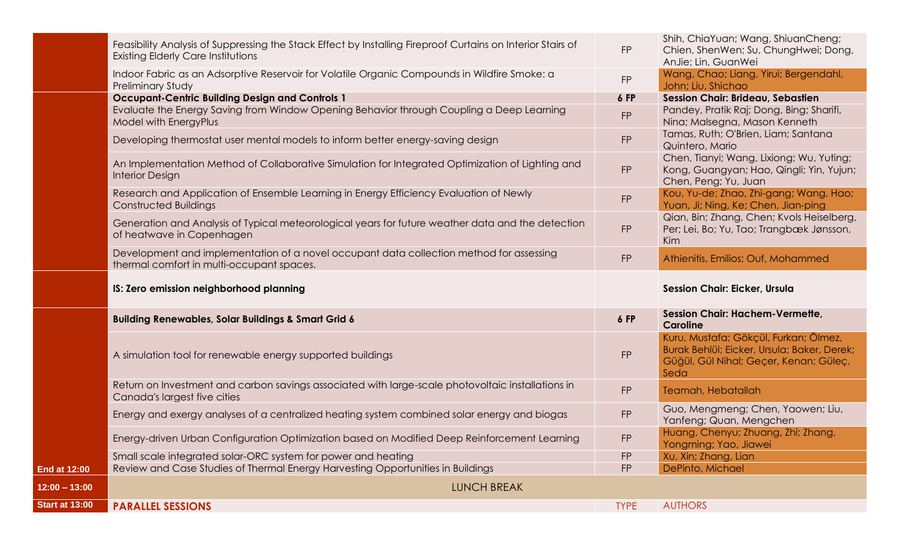| | | | |
|---|---|---|---|
| | Feasibility Analysis of Suppressing the Stack Effect by Installing Fireproof Curtains on Interior Stairs of Existing Elderly Care Institutions | FP | Shih, ChiaYuan; Wang, ShiuanCheng; Chien, ShenWen; Su, ChungHwei; Dong, AnJie; Lin, GuanWei |
| | Indoor Fabric as an Adsorptive Reservoir for Volatile Organic Compounds in Wildfire Smoke: a Preliminary Study | FP | Wang, Chao; Liang, Yirui; Bergendahl, John; Liu, Shichao |
| | **Occupant-Centric Building Design and Controls 1** | **6 FP** | **Session Chair: Brideau, Sebastien** |
| | Evaluate the Energy Saving from Window Opening Behavior through Coupling a Deep Learning Model with EnergyPlus | FP | Pandey, Pratik Raj; Dong, Bing; Sharifi, Nina; Malsegna, Mason Kenneth |
| | Developing thermostat user mental models to inform better energy-saving design | FP | Tamas, Ruth; O'Brien, Liam; Santana Quintero, Mario |
| | An Implementation Method of Collaborative Simulation for Integrated Optimization of Lighting and Interior Design | FP | Chen, Tianyi; Wang, Lixiong; Wu, Yuting; Kong, Guangyan; Hao, Qingli; Yin, Yujun; Chen, Peng; Yu, Juan |
| | Research and Application of Ensemble Learning in Energy Efficiency Evaluation of Newly Constructed Buildings | FP | Kou, Yu-de; Zhao, Zhi-gang; Wang, Hao; Yuan, Ji; Ning, Ke; Chen, Jian-ping |
| | Generation and Analysis of Typical meteorological years for future weather data and the detection of heatwave in Copenhagen | FP | Qian, Bin; Zhang, Chen; Kvols Heiselberg, Per; Lei, Bo; Yu, Tao; Trangbæk Jønsson, Kim |
| | Development and implementation of a novel occupant data collection method for assessing thermal comfort in multi-occupant spaces. | FP | Athienitis, Emilios; Ouf, Mohammed |
| | **IS: Zero emission neighborhood planning** | | **Session Chair: Eicker, Ursula** |
| | **Building Renewables, Solar Buildings & Smart Grid 6** | **6 FP** | **Session Chair: Hachem-Vermette, Caroline** |
| | A simulation tool for renewable energy supported buildings | FP | Kuru, Mustafa; Gökçül, Furkan; Ölmez, Burak Behlül; Eicker, Ursula; Baker, Derek; Güğül, Gül Nihal; Geçer, Kenan; Güleç, Seda |
| | Return on Investment and carbon savings associated with large-scale photovoltaic installations in Canada's largest five cities | FP | Teamah, Hebatallah |
| | Energy and exergy analyses of a centralized heating system combined solar energy and biogas | FP | Guo, Mengmeng; Chen, Yaowen; Liu, Yanfeng; Quan, Mengchen |
| | Energy-driven Urban Configuration Optimization based on Modified Deep Reinforcement Learning | FP | Huang, Chenyu; Zhuang, Zhi; Zhang, Yongming; Yao, Jiawei |
| | Small scale integrated solar-ORC system for power and heating | FP | Xu, Xin; Zhang, Lian |
| **End at 12:00** | Review and Case Studies of Thermal Energy Harvesting Opportunities in Buildings | FP | DePinto, Michael |
| **12:00 – 13:00** | LUNCH BREAK | | |
| **Start at 13:00** | **PARALLEL SESSIONS** | TYPE | AUTHORS |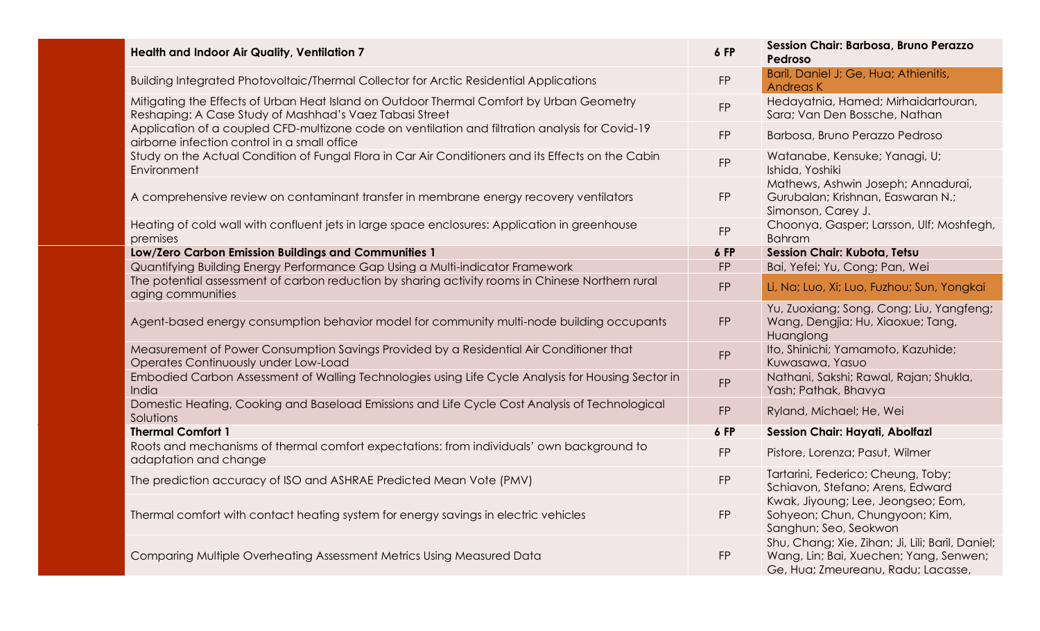| Health and Indoor Air Quality, Ventilation 7 | 6 FP | Session Chair: Barbosa, Bruno Perazzo Pedroso |
|---|---|---|
| Building Integrated Photovoltaic/Thermal Collector for Arctic Residential Applications | FP | Baril, Daniel J; Ge, Hua; Athienitis, Andreas K |
| Mitigating the Effects of Urban Heat Island on Outdoor Thermal Comfort by Urban Geometry Reshaping: A Case Study of Mashhad's Vaez Tabasi Street | FP | Hedayatnia, Hamed; Mirhaidartouran, Sara; Van Den Bossche, Nathan |
| Application of a coupled CFD-multizone code on ventilation and filtration analysis for Covid-19 airborne infection control in a small office | FP | Barbosa, Bruno Perazzo Pedroso |
| Study on the Actual Condition of Fungal Flora in Car Air Conditioners and its Effects on the Cabin Environment | FP | Watanabe, Kensuke; Yanagi, U; Ishida, Yoshiki |
| A comprehensive review on contaminant transfer in membrane energy recovery ventilators | FP | Mathews, Ashwin Joseph; Annadurai, Gurubalan; Krishnan, Easwaran N.; Simonson, Carey J. |
| Heating of cold wall with confluent jets in large space enclosures: Application in greenhouse premises | FP | Choonya, Gasper; Larsson, Ulf; Moshfegh, Bahram |
| **Low/Zero Carbon Emission Buildings and Communities 1** | **6 FP** | **Session Chair: Kubota, Tetsu** |
| Quantifying Building Energy Performance Gap Using a Multi-indicator Framework | FP | Bai, Yefei; Yu, Cong; Pan, Wei |
| The potential assessment of carbon reduction by sharing activity rooms in Chinese Northern rural aging communities | FP | Li, Na; Luo, Xi; Luo, Fuzhou; Sun, Yongkai |
| Agent-based energy consumption behavior model for community multi-node building occupants | FP | Yu, Zuoxiang; Song, Cong; Liu, Yangfeng; Wang, Dengjia; Hu, Xiaoxue; Tang, Huanglong |
| Measurement of Power Consumption Savings Provided by a Residential Air Conditioner that Operates Continuously under Low-Load | FP | Ito, Shinichi; Yamamoto, Kazuhide; Kuwasawa, Yasuo |
| Embodied Carbon Assessment of Walling Technologies using Life Cycle Analysis for Housing Sector in India | FP | Nathani, Sakshi; Rawal, Rajan; Shukla, Yash; Pathak, Bhavya |
| Domestic Heating, Cooking and Baseload Emissions and Life Cycle Cost Analysis of Technological Solutions | FP | Ryland, Michael; He, Wei |
| **Thermal Comfort 1** | **6 FP** | **Session Chair: Hayati, Abolfazl** |
| Roots and mechanisms of thermal comfort expectations: from individuals' own background to adaptation and change | FP | Pistore, Lorenza; Pasut, Wilmer |
| The prediction accuracy of ISO and ASHRAE Predicted Mean Vote (PMV) | FP | Tartarini, Federico; Cheung, Toby; Schiavon, Stefano; Arens, Edward |
| Thermal comfort with contact heating system for energy savings in electric vehicles | FP | Kwak, Jiyoung; Lee, Jeongseo; Eom, Sohyeon; Chun, Chungyoon; Kim, Sanghun; Seo, Seokwon |
| Comparing Multiple Overheating Assessment Metrics Using Measured Data | FP | Shu, Chang; Xie, Zihan; Ji, Lili; Baril, Daniel; Wang, Lin; Bai, Xuechen; Yang, Senwen; Ge, Hua; Zmeureanu, Radu; Lacasse, |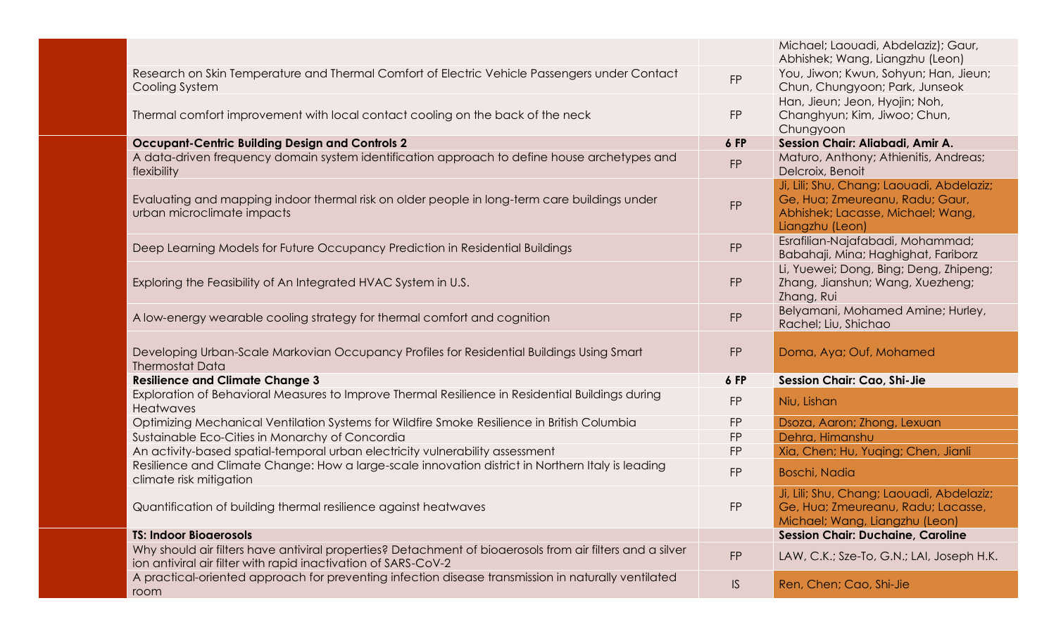| Title | Type | Authors |
|---|---|---|
| | | Michael; Laouadi, Abdelaziz); Gaur, Abhishek; Wang, Liangzhu (Leon) |
| Research on Skin Temperature and Thermal Comfort of Electric Vehicle Passengers under Contact Cooling System | FP | You, Jiwon; Kwun, Sohyun; Han, Jieun; Chun, Chungyoon; Park, Junseok |
| Thermal comfort improvement with local contact cooling on the back of the neck | FP | Han, Jieun; Jeon, Hyojin; Noh, Changhyun; Kim, Jiwoo; Chun, Chungyoon |
| **Occupant-Centric Building Design and Controls 2** | **6 FP** | **Session Chair: Aliabadi, Amir A.** |
| A data-driven frequency domain system identification approach to define house archetypes and flexibility | FP | Maturo, Anthony; Athienitis, Andreas; Delcroix, Benoit |
| Evaluating and mapping indoor thermal risk on older people in long-term care buildings under urban microclimate impacts | FP | Ji, Lili; Shu, Chang; Laouadi, Abdelaziz; Ge, Hua; Zmeureanu, Radu; Gaur, Abhishek; Lacasse, Michael; Wang, Liangzhu (Leon) |
| Deep Learning Models for Future Occupancy Prediction in Residential Buildings | FP | Esrafilian-Najafabadi, Mohammad; Babahaji, Mina; Haghighat, Fariborz |
| Exploring the Feasibility of An Integrated HVAC System in U.S. | FP | Li, Yuewei; Dong, Bing; Deng, Zhipeng; Zhang, Jianshun; Wang, Xuezheng; Zhang, Rui |
| A low-energy wearable cooling strategy for thermal comfort and cognition | FP | Belyamani, Mohamed Amine; Hurley, Rachel; Liu, Shichao |
| Developing Urban-Scale Markovian Occupancy Profiles for Residential Buildings Using Smart Thermostat Data | FP | Doma, Aya; Ouf, Mohamed |
| **Resilience and Climate Change 3** | **6 FP** | **Session Chair: Cao, Shi-Jie** |
| Exploration of Behavioral Measures to Improve Thermal Resilience in Residential Buildings during Heatwaves | FP | Niu, Lishan |
| Optimizing Mechanical Ventilation Systems for Wildfire Smoke Resilience in British Columbia | FP | Dsoza, Aaron; Zhong, Lexuan |
| Sustainable Eco-Cities in Monarchy of Concordia | FP | Dehra, Himanshu |
| An activity-based spatial-temporal urban electricity vulnerability assessment | FP | Xia, Chen; Hu, Yuqing; Chen, Jianli |
| Resilience and Climate Change: How a large-scale innovation district in Northern Italy is leading climate risk mitigation | FP | Boschi, Nadia |
| Quantification of building thermal resilience against heatwaves | FP | Ji, Lili; Shu, Chang; Laouadi, Abdelaziz; Ge, Hua; Zmeureanu, Radu; Lacasse, Michael; Wang, Liangzhu (Leon) |
| **TS: Indoor Bioaerosols** | | **Session Chair: Duchaine, Caroline** |
| Why should air filters have antiviral properties? Detachment of bioaerosols from air filters and a silver ion antiviral air filter with rapid inactivation of SARS-CoV-2 | FP | LAW, C.K.; Sze-To, G.N.; LAI, Joseph H.K. |
| A practical-oriented approach for preventing infection disease transmission in naturally ventilated room | IS | Ren, Chen; Cao, Shi-Jie |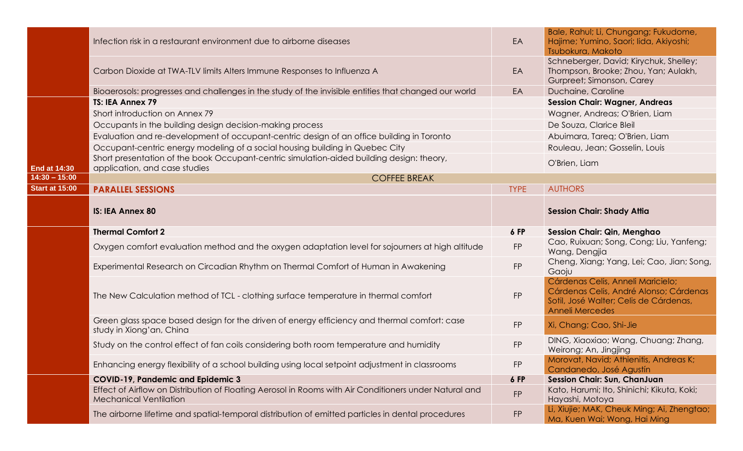| | | | |
|---|---|---|---|
| | Infection risk in a restaurant environment due to airborne diseases | EA | Bale, Rahul; Li, Chungang; Fukudome, Hajime; Yumino, Saori; Iida, Akiyoshi; Tsubokura, Makoto |
| | Carbon Dioxide at TWA-TLV limits Alters Immune Responses to Influenza A | EA | Schneberger, David; Kirychuk, Shelley; Thompson, Brooke; Zhou, Yan; Aulakh, Gurpreet; Simonson, Carey |
| | Bioaerosols: progresses and challenges in the study of the invisible entities that changed our world | EA | Duchaine, Caroline |
| | **TS: IEA Annex 79** | | **Session Chair: Wagner, Andreas** |
| | Short introduction on Annex 79 | | Wagner, Andreas; O'Brien, Liam |
| | Occupants in the building design decision-making process | | De Souza, Clarice Bleil |
| | Evaluation and re-development of occupant-centric design of an office building in Toronto | | Abuimara, Tareq; O'Brien, Liam |
| | Occupant-centric energy modeling of a social housing building in Quebec City | | Rouleau, Jean; Gosselin, Louis |
| **End at 14:30** | Short presentation of the book Occupant-centric simulation-aided building design: theory, application, and case studies | | O'Brien, Liam |
| **14:30 – 15:00** | COFFEE BREAK | | |
| **Start at 15:00** | **PARALLEL SESSIONS** | TYPE | AUTHORS |
| | **IS: IEA Annex 80** | | **Session Chair: Shady Attia** |
| | **Thermal Comfort 2** | **6 FP** | **Session Chair: Qin, Menghao** |
| | Oxygen comfort evaluation method and the oxygen adaptation level for sojourners at high altitude | FP | Cao, Ruixuan; Song, Cong; Liu, Yanfeng; Wang, Dengjia |
| | Experimental Research on Circadian Rhythm on Thermal Comfort of Human in Awakening | FP | Cheng, Xiang; Yang, Lei; Cao, Jian; Song, Gaoju |
| | The New Calculation method of TCL - clothing surface temperature in thermal comfort | FP | Cárdenas Celis, Anneli Maricielo; Cárdenas Celis, André Alonso; Cárdenas Sotil, José Walter; Celis de Cárdenas, Anneli Mercedes |
| | Green glass space based design for the driven of energy efficiency and thermal comfort: case study in Xiong'an, China | FP | Xi, Chang; Cao, Shi-Jie |
| | Study on the control effect of fan coils considering both room temperature and humidity | FP | DING, Xiaoxiao; Wang, Chuang; Zhang, Weirong; An, Jingjing |
| | Enhancing energy flexibility of a school building using local setpoint adjustment in classrooms | FP | Morovat, Navid; Athienitis, Andreas K; Candanedo, José Agustín |
| | **COVID-19, Pandemic and Epidemic 3** | **6 FP** | **Session Chair: Sun, ChanJuan** |
| | Effect of Airflow on Distribution of Floating Aerosol in Rooms with Air Conditioners under Natural and Mechanical Ventilation | FP | Kato, Harumi; Ito, Shinichi; Kikuta, Koki; Hayashi, Motoya |
| | The airborne lifetime and spatial-temporal distribution of emitted particles in dental procedures | FP | Li, Xiujie; MAK, Cheuk Ming; Ai, Zhengtao; Ma, Kuen Wai; Wong, Hai Ming |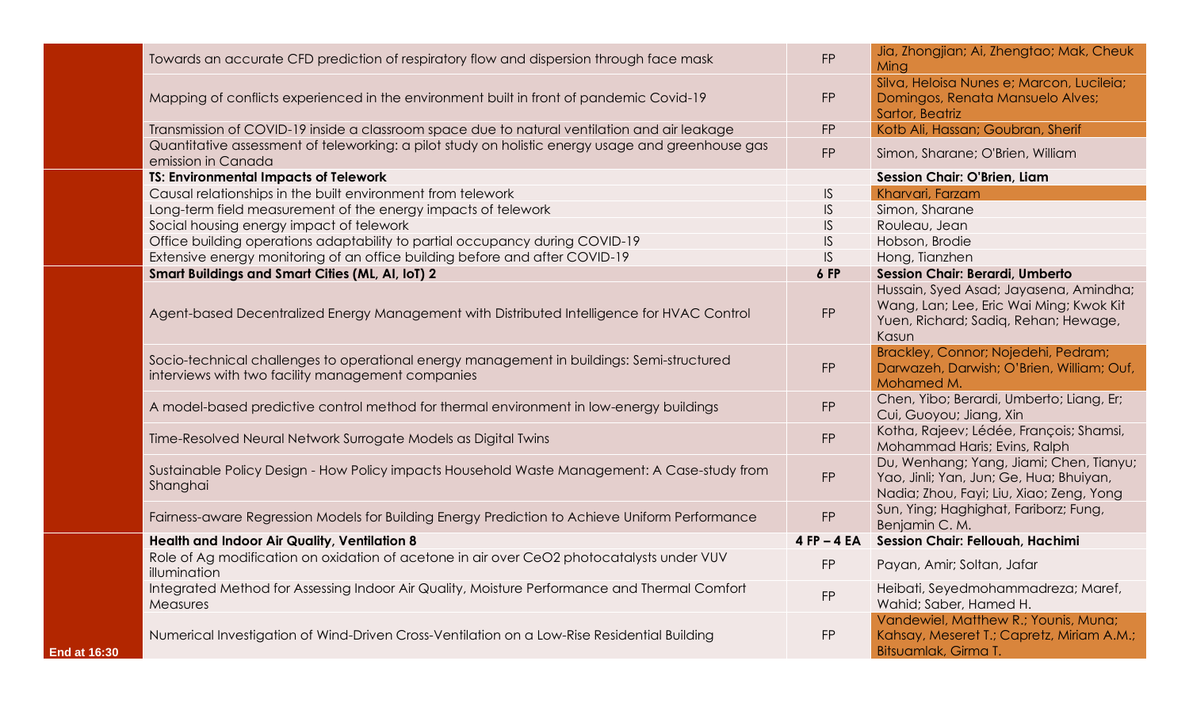| | Title | Type | Authors |
|---|---|---|---|
| | Towards an accurate CFD prediction of respiratory flow and dispersion through face mask | FP | Jia, Zhongjian; Ai, Zhengtao; Mak, Cheuk Ming |
| | Mapping of conflicts experienced in the environment built in front of pandemic Covid-19 | FP | Silva, Heloisa Nunes e; Marcon, Lucileia; Domingos, Renata Mansuelo Alves; Sartor, Beatriz |
| | Transmission of COVID-19 inside a classroom space due to natural ventilation and air leakage | FP | Kotb Ali, Hassan; Goubran, Sherif |
| | Quantitative assessment of teleworking: a pilot study on holistic energy usage and greenhouse gas emission in Canada | FP | Simon, Sharane; O'Brien, William |
| | **TS: Environmental Impacts of Telework** | | **Session Chair: O'Brien, Liam** |
| | Causal relationships in the built environment from telework | IS | Kharvari, Farzam |
| | Long-term field measurement of the energy impacts of telework | IS | Simon, Sharane |
| | Social housing energy impact of telework | IS | Rouleau, Jean |
| | Office building operations adaptability to partial occupancy during COVID-19 | IS | Hobson, Brodie |
| | Extensive energy monitoring of an office building before and after COVID-19 | IS | Hong, Tianzhen |
| | **Smart Buildings and Smart Cities (ML, AI, IoT) 2** | **6 FP** | **Session Chair: Berardi, Umberto** |
| | Agent-based Decentralized Energy Management with Distributed Intelligence for HVAC Control | FP | Hussain, Syed Asad; Jayasena, Amindha; Wang, Lan; Lee, Eric Wai Ming; Kwok Kit Yuen, Richard; Sadiq, Rehan; Hewage, Kasun |
| | Socio-technical challenges to operational energy management in buildings: Semi-structured interviews with two facility management companies | FP | Brackley, Connor; Nojedehi, Pedram; Darwazeh, Darwish; O'Brien, William; Ouf, Mohamed M. |
| | A model-based predictive control method for thermal environment in low-energy buildings | FP | Chen, Yibo; Berardi, Umberto; Liang, Er; Cui, Guoyou; Jiang, Xin |
| | Time-Resolved Neural Network Surrogate Models as Digital Twins | FP | Kotha, Rajeev; Lédée, François; Shamsi, Mohammad Haris; Evins, Ralph |
| | Sustainable Policy Design - How Policy impacts Household Waste Management: A Case-study from Shanghai | FP | Du, Wenhang; Yang, Jiami; Chen, Tianyu; Yao, Jinli; Yan, Jun; Ge, Hua; Bhuiyan, Nadia; Zhou, Fayi; Liu, Xiao; Zeng, Yong |
| | Fairness-aware Regression Models for Building Energy Prediction to Achieve Uniform Performance | FP | Sun, Ying; Haghighat, Fariborz; Fung, Benjamin C. M. |
| | **Health and Indoor Air Quality, Ventilation 8** | **4 FP – 4 EA** | **Session Chair: Fellouah, Hachimi** |
| | Role of Ag modification on oxidation of acetone in air over $CeO_2$ photocatalysts under VUV illumination | FP | Payan, Amir; Soltan, Jafar |
| | Integrated Method for Assessing Indoor Air Quality, Moisture Performance and Thermal Comfort Measures | FP | Heibati, Seyedmohammadreza; Maref, Wahid; Saber, Hamed H. |
| **End at 16:30** | Numerical Investigation of Wind-Driven Cross-Ventilation on a Low-Rise Residential Building | FP | Vandewiel, Matthew R.; Younis, Muna; Kahsay, Meseret T.; Capretz, Miriam A.M.; Bitsuamlak, Girma T. |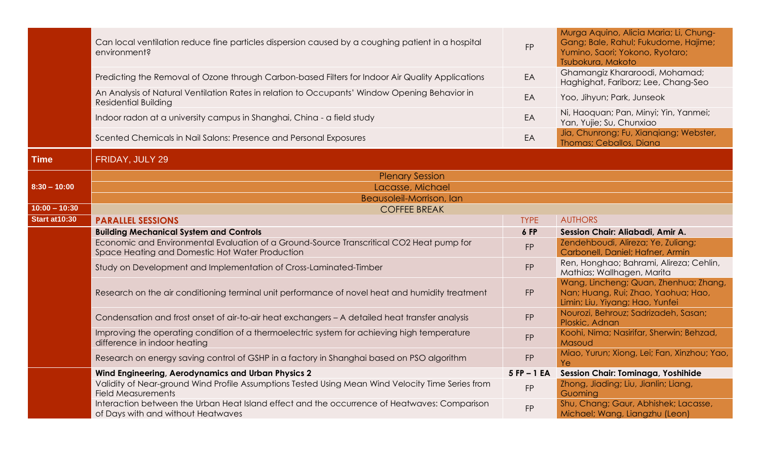| Time | | | |
|---|---|---|---|
| | Can local ventilation reduce fine particles dispersion caused by a coughing patient in a hospital environment? | FP | Murga Aquino, Alicia Maria; Li, Chung-Gang; Bale, Rahul; Fukudome, Hajime; Yumino, Saori; Yokono, Ryotaro; Tsubokura, Makoto |
| | Predicting the Removal of Ozone through Carbon-based Filters for Indoor Air Quality Applications | EA | Ghamangiz Khararoodi, Mohamad; Haghighat, Fariborz; Lee, Chang-Seo |
| | An Analysis of Natural Ventilation Rates in relation to Occupants' Window Opening Behavior in Residential Building | EA | Yoo, Jihyun; Park, Junseok |
| | Indoor radon at a university campus in Shanghai, China - a field study | EA | Ni, Haoquan; Pan, Minyi; Yin, Yanmei; Yan, Yujie; Su, Chunxiao |
| | Scented Chemicals in Nail Salons: Presence and Personal Exposures | EA | Jia, Chunrong; Fu, Xianqiang; Webster, Thomas; Ceballos, Diana |
| **Time** | **FRIDAY, JULY 29** | | |
| 8:30 – 10:00 | Plenary Session | | |
| | Lacasse, Michael | | |
| | Beausoleil-Morrison, Ian | | |
| 10:00 – 10:30 | COFFEE BREAK | | |
| Start at10:30 | **PARALLEL SESSIONS** | TYPE | AUTHORS |
| | **Building Mechanical System and Controls** | **6 FP** | **Session Chair: Aliabadi, Amir A.** |
| | Economic and Environmental Evaluation of a Ground-Source Transcritical $CO_2$ Heat pump for Space Heating and Domestic Hot Water Production | FP | Zendehboudi, Alireza; Ye, Zuliang; Carbonell, Daniel; Hafner, Armin |
| | Study on Development and Implementation of Cross-Laminated-Timber | FP | Ren, Honghao; Bahrami, Alireza; Cehlin, Mathias; Wallhagen, Marita |
| | Research on the air conditioning terminal unit performance of novel heat and humidity treatment | FP | Wang, Lincheng; Quan, Zhenhua; Zhang, Nan; Huang, Rui; Zhao, Yaohua; Hao, Limin; Liu, Yiyang; Hao, Yunfei |
| | Condensation and frost onset of air-to-air heat exchangers – A detailed heat transfer analysis | FP | Nourozi, Behrouz; Sadrizadeh, Sasan; Ploskic, Adnan |
| | Improving the operating condition of a thermoelectric system for achieving high temperature difference in indoor heating | FP | Koohi, Nima; Nasirifar, Sherwin; Behzad, Masoud |
| | Research on energy saving control of GSHP in a factory in Shanghai based on PSO algorithm | FP | Miao, Yurun; Xiong, Lei; Fan, Xinzhou; Yao, Ye |
| | **Wind Engineering, Aerodynamics and Urban Physics 2** | **5 FP – 1 EA** | **Session Chair: Tominaga, Yoshihide** |
| | Validity of Near-ground Wind Profile Assumptions Tested Using Mean Wind Velocity Time Series from Field Measurements | FP | Zhong, Jiading; Liu, Jianlin; Liang, Guoming |
| | Interaction between the Urban Heat Island effect and the occurrence of Heatwaves: Comparison of Days with and without Heatwaves | FP | Shu, Chang; Gaur, Abhishek; Lacasse, Michael; Wang, Liangzhu (Leon) |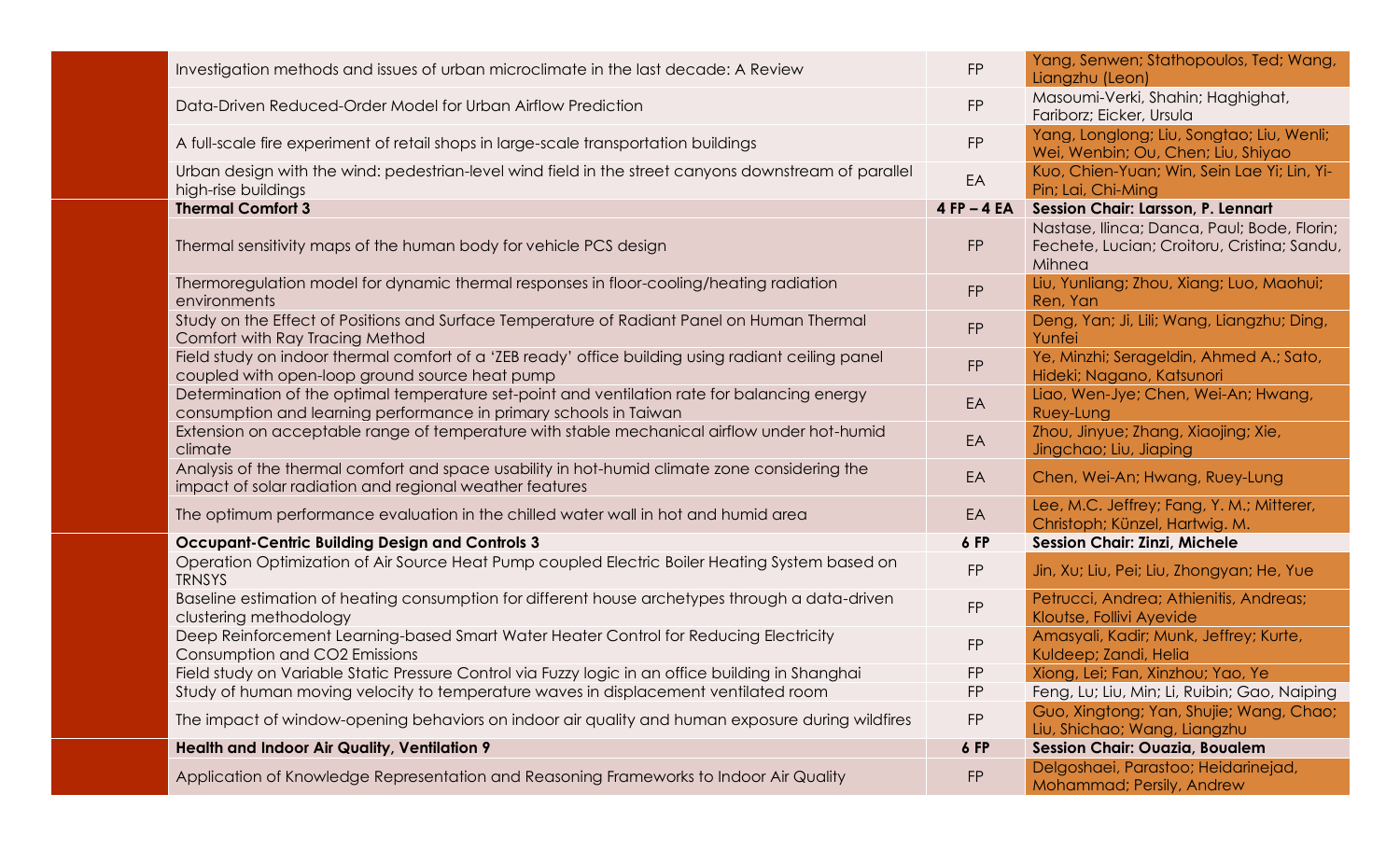| | Title | Type | Authors |
|---|---|---|---|
| | Investigation methods and issues of urban microclimate in the last decade: A Review | FP | Yang, Senwen; Stathopoulos, Ted; Wang, Liangzhu (Leon) |
| | Data-Driven Reduced-Order Model for Urban Airflow Prediction | FP | Masoumi-Verki, Shahin; Haghighat, Fariborz; Eicker, Ursula |
| | A full-scale fire experiment of retail shops in large-scale transportation buildings | FP | Yang, Longlong; Liu, Songtao; Liu, Wenli; Wei, Wenbin; Ou, Chen; Liu, Shiyao |
| | Urban design with the wind: pedestrian-level wind field in the street canyons downstream of parallel high-rise buildings | EA | Kuo, Chien-Yuan; Win, Sein Lae Yi; Lin, Yi-Pin; Lai, Chi-Ming |
| | **Thermal Comfort 3** | **4 FP – 4 EA** | **Session Chair: Larsson, P. Lennart** |
| | Thermal sensitivity maps of the human body for vehicle PCS design | FP | Nastase, Ilinca; Danca, Paul; Bode, Florin; Fechete, Lucian; Croitoru, Cristina; Sandu, Mihnea |
| | Thermoregulation model for dynamic thermal responses in floor-cooling/heating radiation environments | FP | Liu, Yunliang; Zhou, Xiang; Luo, Maohui; Ren, Yan |
| | Study on the Effect of Positions and Surface Temperature of Radiant Panel on Human Thermal Comfort with Ray Tracing Method | FP | Deng, Yan; Ji, Lili; Wang, Liangzhu; Ding, Yunfei |
| | Field study on indoor thermal comfort of a 'ZEB ready' office building using radiant ceiling panel coupled with open-loop ground source heat pump | FP | Ye, Minzhi; Serageldin, Ahmed A.; Sato, Hideki; Nagano, Katsunori |
| | Determination of the optimal temperature set-point and ventilation rate for balancing energy consumption and learning performance in primary schools in Taiwan | EA | Liao, Wen-Jye; Chen, Wei-An; Hwang, Ruey-Lung |
| | Extension on acceptable range of temperature with stable mechanical airflow under hot-humid climate | EA | Zhou, Jinyue; Zhang, Xiaojing; Xie, Jingchao; Liu, Jiaping |
| | Analysis of the thermal comfort and space usability in hot-humid climate zone considering the impact of solar radiation and regional weather features | EA | Chen, Wei-An; Hwang, Ruey-Lung |
| | The optimum performance evaluation in the chilled water wall in hot and humid area | EA | Lee, M.C. Jeffrey; Fang, Y. M.; Mitterer, Christoph; Künzel, Hartwig. M. |
| | **Occupant-Centric Building Design and Controls 3** | **6 FP** | **Session Chair: Zinzi, Michele** |
| | Operation Optimization of Air Source Heat Pump coupled Electric Boiler Heating System based on TRNSYS | FP | Jin, Xu; Liu, Pei; Liu, Zhongyan; He, Yue |
| | Baseline estimation of heating consumption for different house archetypes through a data-driven clustering methodology | FP | Petrucci, Andrea; Athienitis, Andreas; Kloutse, Follivi Ayevide |
| | Deep Reinforcement Learning-based Smart Water Heater Control for Reducing Electricity Consumption and CO2 Emissions | FP | Amasyali, Kadir; Munk, Jeffrey; Kurte, Kuldeep; Zandi, Helia |
| | Field study on Variable Static Pressure Control via Fuzzy logic in an office building in Shanghai | FP | Xiong, Lei; Fan, Xinzhou; Yao, Ye |
| | Study of human moving velocity to temperature waves in displacement ventilated room | FP | Feng, Lu; Liu, Min; Li, Ruibin; Gao, Naiping |
| | The impact of window-opening behaviors on indoor air quality and human exposure during wildfires | FP | Guo, Xingtong; Yan, Shujie; Wang, Chao; Liu, Shichao; Wang, Liangzhu |
| | **Health and Indoor Air Quality, Ventilation 9** | **6 FP** | **Session Chair: Ouazia, Boualem** |
| | Application of Knowledge Representation and Reasoning Frameworks to Indoor Air Quality | FP | Delgoshaei, Parastoo; Heidarinejad, Mohammad; Persily, Andrew |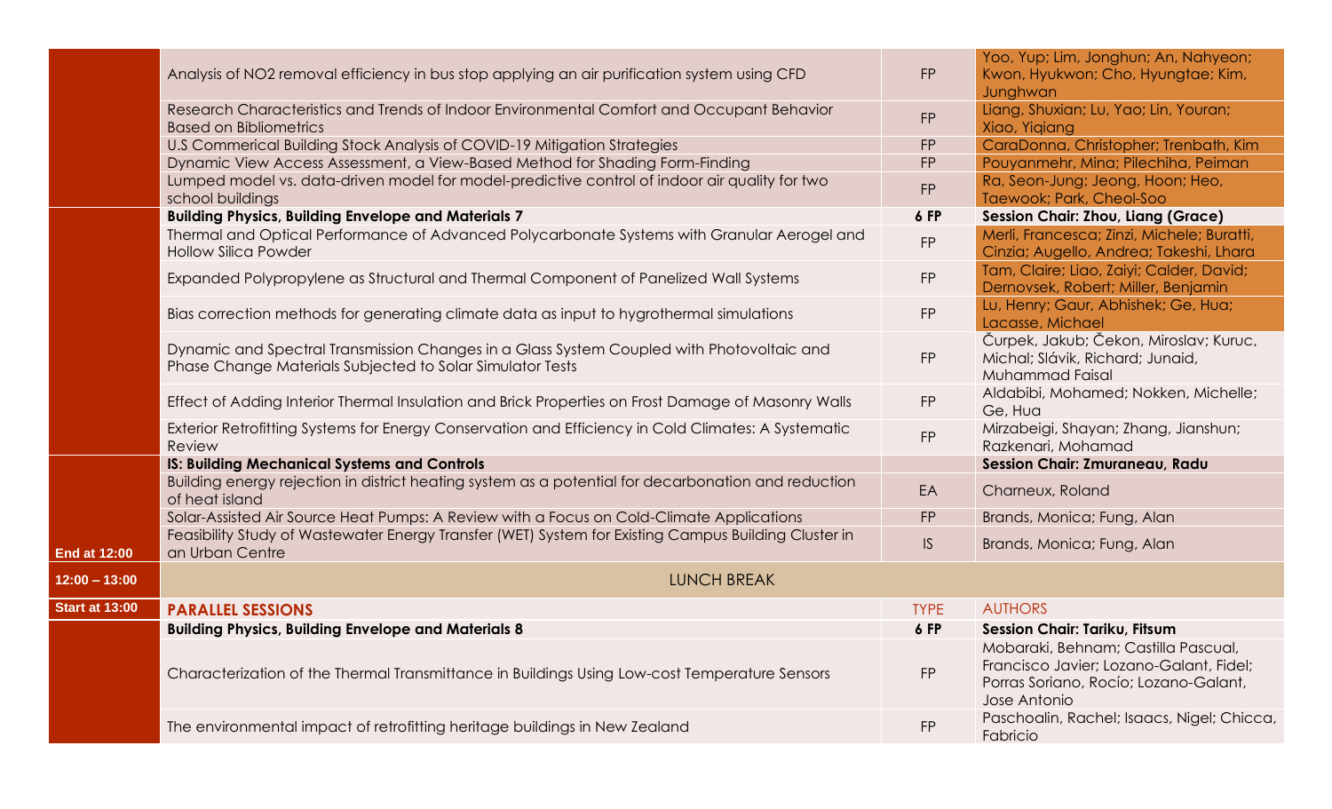| | | | |
|---|---|---|---|
| | Analysis of NO2 removal efficiency in bus stop applying an air purification system using CFD | FP | Yoo, Yup; Lim, Jonghun; An, Nahyeon; Kwon, Hyukwon; Cho, Hyungtae; Kim, Junghwan |
| | Research Characteristics and Trends of Indoor Environmental Comfort and Occupant Behavior Based on Bibliometrics | FP | Liang, Shuxian; Lu, Yao; Lin, Youran; Xiao, Yiqiang |
| | U.S Commerical Building Stock Analysis of COVID-19 Mitigation Strategies | FP | CaraDonna, Christopher; Trenbath, Kim |
| | Dynamic View Access Assessment, a View-Based Method for Shading Form-Finding | FP | Pouyanmehr, Mina; Pilechiha, Peiman |
| | Lumped model vs. data-driven model for model-predictive control of indoor air quality for two school buildings | FP | Ra, Seon-Jung; Jeong, Hoon; Heo, Taewook; Park, Cheol-Soo |
| | **Building Physics, Building Envelope and Materials 7** | **6 FP** | **Session Chair: Zhou, Liang (Grace)** |
| | Thermal and Optical Performance of Advanced Polycarbonate Systems with Granular Aerogel and Hollow Silica Powder | FP | Merli, Francesca; Zinzi, Michele; Buratti, Cinzia; Augello, Andrea; Takeshi, Lhara |
| | Expanded Polypropylene as Structural and Thermal Component of Panelized Wall Systems | FP | Tam, Claire; Liao, Zaiyi; Calder, David; Dernovsek, Robert; Miller, Benjamin |
| | Bias correction methods for generating climate data as input to hygrothermal simulations | FP | Lu, Henry; Gaur, Abhishek; Ge, Hua; Lacasse, Michael |
| | Dynamic and Spectral Transmission Changes in a Glass System Coupled with Photovoltaic and Phase Change Materials Subjected to Solar Simulator Tests | FP | Čurpek, Jakub; Čekon, Miroslav; Kuruc, Michal; Slávik, Richard; Junaid, Muhammad Faisal |
| | Effect of Adding Interior Thermal Insulation and Brick Properties on Frost Damage of Masonry Walls | FP | Aldabibi, Mohamed; Nokken, Michelle; Ge, Hua |
| | Exterior Retrofitting Systems for Energy Conservation and Efficiency in Cold Climates: A Systematic Review | FP | Mirzabeigi, Shayan; Zhang, Jianshun; Razkenari, Mohamad |
| | **IS: Building Mechanical Systems and Controls** | | **Session Chair: Zmuraneau, Radu** |
| | Building energy rejection in district heating system as a potential for decarbonation and reduction of heat island | EA | Charneux, Roland |
| | Solar-Assisted Air Source Heat Pumps: A Review with a Focus on Cold-Climate Applications | FP | Brands, Monica; Fung, Alan |
| **End at 12:00** | Feasibility Study of Wastewater Energy Transfer (WET) System for Existing Campus Building Cluster in an Urban Centre | IS | Brands, Monica; Fung, Alan |
| **12:00 – 13:00** | LUNCH BREAK | | |
| **Start at 13:00** | **PARALLEL SESSIONS** | TYPE | AUTHORS |
| | **Building Physics, Building Envelope and Materials 8** | **6 FP** | **Session Chair: Tariku, Fitsum** |
| | Characterization of the Thermal Transmittance in Buildings Using Low-cost Temperature Sensors | FP | Mobaraki, Behnam; Castilla Pascual, Francisco Javier; Lozano-Galant, Fidel; Porras Soriano, Rocío; Lozano-Galant, Jose Antonio |
| | The environmental impact of retrofitting heritage buildings in New Zealand | FP | Paschoalin, Rachel; Isaacs, Nigel; Chicca, Fabricio |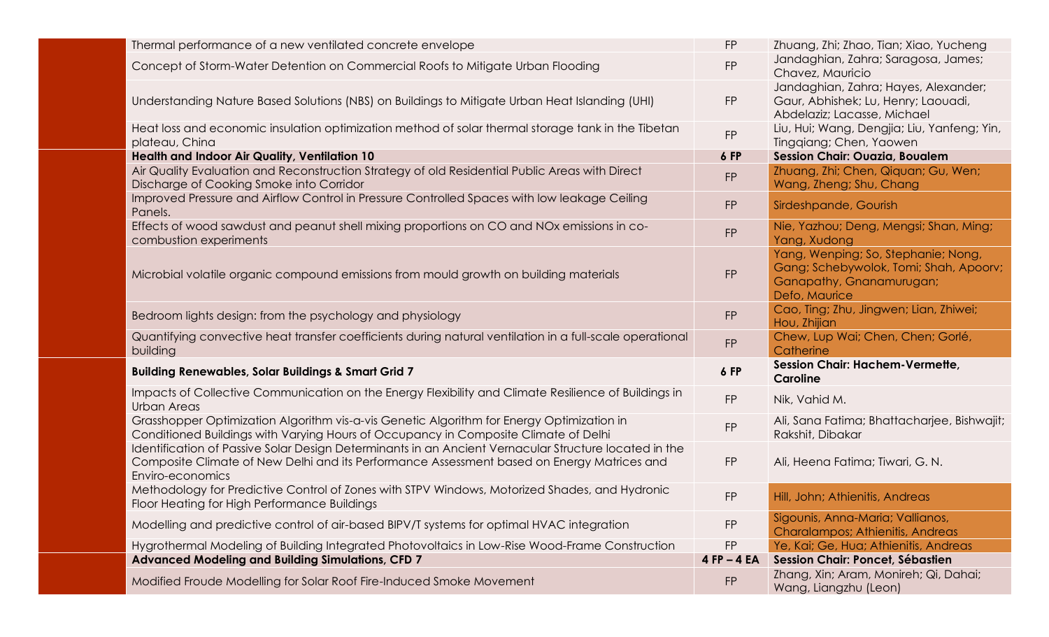| | | |
|---|---|---|
| Thermal performance of a new ventilated concrete envelope | FP | Zhuang, Zhi; Zhao, Tian; Xiao, Yucheng |
| Concept of Storm-Water Detention on Commercial Roofs to Mitigate Urban Flooding | FP | Jandaghian, Zahra; Saragosa, James; Chavez, Mauricio |
| Understanding Nature Based Solutions (NBS) on Buildings to Mitigate Urban Heat Islanding (UHI) | FP | Jandaghian, Zahra; Hayes, Alexander; Gaur, Abhishek; Lu, Henry; Laouadi, Abdelaziz; Lacasse, Michael |
| Heat loss and economic insulation optimization method of solar thermal storage tank in the Tibetan plateau, China | FP | Liu, Hui; Wang, Dengjia; Liu, Yanfeng; Yin, Tingqiang; Chen, Yaowen |
| **Health and Indoor Air Quality, Ventilation 10** | **6 FP** | **Session Chair: Ouazia, Boualem** |
| Air Quality Evaluation and Reconstruction Strategy of old Residential Public Areas with Direct Discharge of Cooking Smoke into Corridor | FP | Zhuang, Zhi; Chen, Qiquan; Gu, Wen; Wang, Zheng; Shu, Chang |
| Improved Pressure and Airflow Control in Pressure Controlled Spaces with low leakage Ceiling Panels. | FP | Sirdeshpande, Gourish |
| Effects of wood sawdust and peanut shell mixing proportions on CO and NOx emissions in co-combustion experiments | FP | Nie, Yazhou; Deng, Mengsi; Shan, Ming; Yang, Xudong |
| Microbial volatile organic compound emissions from mould growth on building materials | FP | Yang, Wenping; So, Stephanie; Nong, Gang; Schebywolok, Tomi; Shah, Apoorv; Ganapathy, Gnanamurugan; Defo, Maurice |
| Bedroom lights design: from the psychology and physiology | FP | Cao, Ting; Zhu, Jingwen; Lian, Zhiwei; Hou, Zhijian |
| Quantifying convective heat transfer coefficients during natural ventilation in a full-scale operational building | FP | Chew, Lup Wai; Chen, Chen; Gorlé, Catherine |
| **Building Renewables, Solar Buildings & Smart Grid 7** | **6 FP** | **Session Chair: Hachem-Vermette, Caroline** |
| Impacts of Collective Communication on the Energy Flexibility and Climate Resilience of Buildings in Urban Areas | FP | Nik, Vahid M. |
| Grasshopper Optimization Algorithm vis-a-vis Genetic Algorithm for Energy Optimization in Conditioned Buildings with Varying Hours of Occupancy in Composite Climate of Delhi | FP | Ali, Sana Fatima; Bhattacharjee, Bishwajit; Rakshit, Dibakar |
| Identification of Passive Solar Design Determinants in an Ancient Vernacular Structure located in the Composite Climate of New Delhi and its Performance Assessment based on Energy Matrices and Enviro-economics | FP | Ali, Heena Fatima; Tiwari, G. N. |
| Methodology for Predictive Control of Zones with STPV Windows, Motorized Shades, and Hydronic Floor Heating for High Performance Buildings | FP | Hill, John; Athienitis, Andreas |
| Modelling and predictive control of air-based BIPV/T systems for optimal HVAC integration | FP | Sigounis, Anna-Maria; Vallianos, Charalampos; Athienitis, Andreas |
| Hygrothermal Modeling of Building Integrated Photovoltaics in Low-Rise Wood-Frame Construction | FP | Ye, Kai; Ge, Hua; Athienitis, Andreas |
| **Advanced Modeling and Building Simulations, CFD 7** | **4 FP – 4 EA** | **Session Chair: Poncet, Sébastien** |
| Modified Froude Modelling for Solar Roof Fire-Induced Smoke Movement | FP | Zhang, Xin; Aram, Monireh; Qi, Dahai; Wang, Liangzhu (Leon) |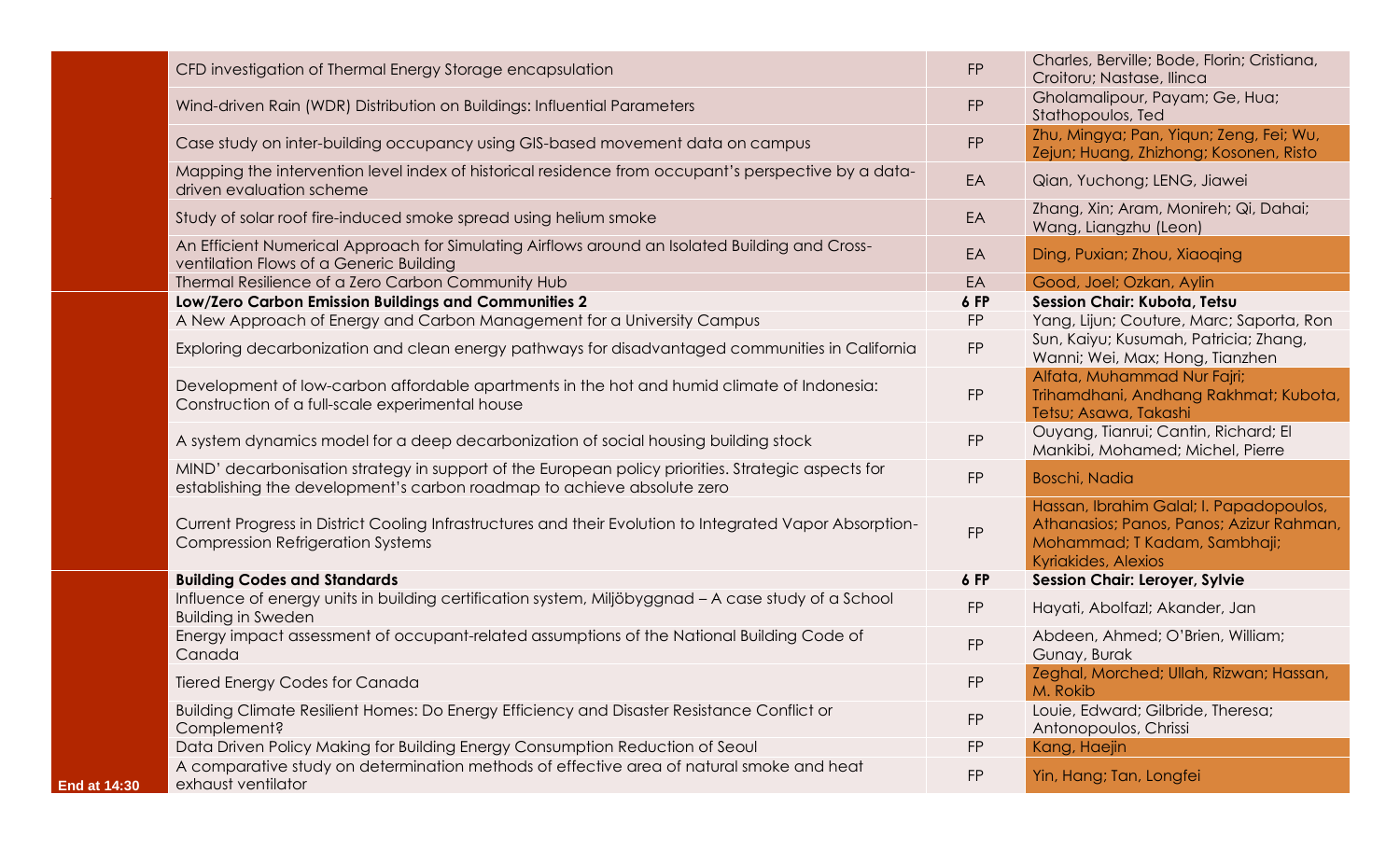| | Title | Type | Authors |
|---|---|---|---|
| | CFD investigation of Thermal Energy Storage encapsulation | FP | Charles, Berville; Bode, Florin; Cristiana, Croitoru; Nastase, Ilinca |
| | Wind-driven Rain (WDR) Distribution on Buildings: Influential Parameters | FP | Gholamalipour, Payam; Ge, Hua; Stathopoulos, Ted |
| | Case study on inter-building occupancy using GIS-based movement data on campus | FP | Zhu, Mingya; Pan, Yiqun; Zeng, Fei; Wu, Zejun; Huang, Zhizhong; Kosonen, Risto |
| | Mapping the intervention level index of historical residence from occupant's perspective by a data-driven evaluation scheme | EA | Qian, Yuchong; LENG, Jiawei |
| | Study of solar roof fire-induced smoke spread using helium smoke | EA | Zhang, Xin; Aram, Monireh; Qi, Dahai; Wang, Liangzhu (Leon) |
| | An Efficient Numerical Approach for Simulating Airflows around an Isolated Building and Cross-ventilation Flows of a Generic Building | EA | Ding, Puxian; Zhou, Xiaoqing |
| | Thermal Resilience of a Zero Carbon Community Hub | EA | Good, Joel; Ozkan, Aylin |
| | **Low/Zero Carbon Emission Buildings and Communities 2** | **6 FP** | **Session Chair: Kubota, Tetsu** |
| | A New Approach of Energy and Carbon Management for a University Campus | FP | Yang, Lijun; Couture, Marc; Saporta, Ron |
| | Exploring decarbonization and clean energy pathways for disadvantaged communities in California | FP | Sun, Kaiyu; Kusumah, Patricia; Zhang, Wanni; Wei, Max; Hong, Tianzhen |
| | Development of low-carbon affordable apartments in the hot and humid climate of Indonesia: Construction of a full-scale experimental house | FP | Alfata, Muhammad Nur Fajri; Trihamdhani, Andhang Rakhmat; Kubota, Tetsu; Asawa, Takashi |
| | A system dynamics model for a deep decarbonization of social housing building stock | FP | Ouyang, Tianrui; Cantin, Richard; El Mankibi, Mohamed; Michel, Pierre |
| | MIND' decarbonisation strategy in support of the European policy priorities. Strategic aspects for establishing the development's carbon roadmap to achieve absolute zero | FP | Boschi, Nadia |
| | Current Progress in District Cooling Infrastructures and their Evolution to Integrated Vapor Absorption-Compression Refrigeration Systems | FP | Hassan, Ibrahim Galal; I. Papadopoulos, Athanasios; Panos, Panos; Azizur Rahman, Mohammad; T Kadam, Sambhaji; Kyriakides, Alexios |
| | **Building Codes and Standards** | **6 FP** | **Session Chair: Leroyer, Sylvie** |
| | Influence of energy units in building certification system, Miljöbyggnad – A case study of a School Building in Sweden | FP | Hayati, Abolfazl; Akander, Jan |
| | Energy impact assessment of occupant-related assumptions of the National Building Code of Canada | FP | Abdeen, Ahmed; O'Brien, William; Gunay, Burak |
| | Tiered Energy Codes for Canada | FP | Zeghal, Morched; Ullah, Rizwan; Hassan, M. Rokib |
| | Building Climate Resilient Homes: Do Energy Efficiency and Disaster Resistance Conflict or Complement? | FP | Louie, Edward; Gilbride, Theresa; Antonopoulos, Chrissi |
| | Data Driven Policy Making for Building Energy Consumption Reduction of Seoul | FP | Kang, Haejin |
| **End at 14:30** | A comparative study on determination methods of effective area of natural smoke and heat exhaust ventilator | FP | Yin, Hang; Tan, Longfei |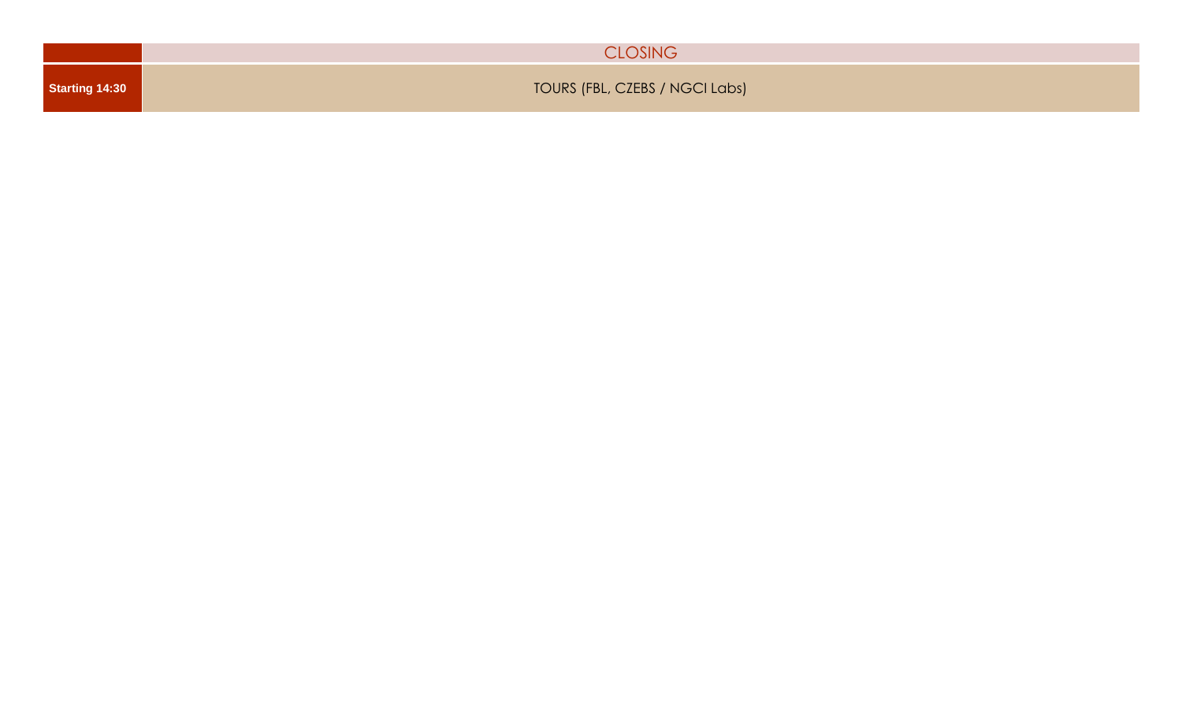| | |
|---|---|
| | CLOSING |
| **Starting 14:30** | TOURS (FBL, CZEBS / NGCI Labs) |